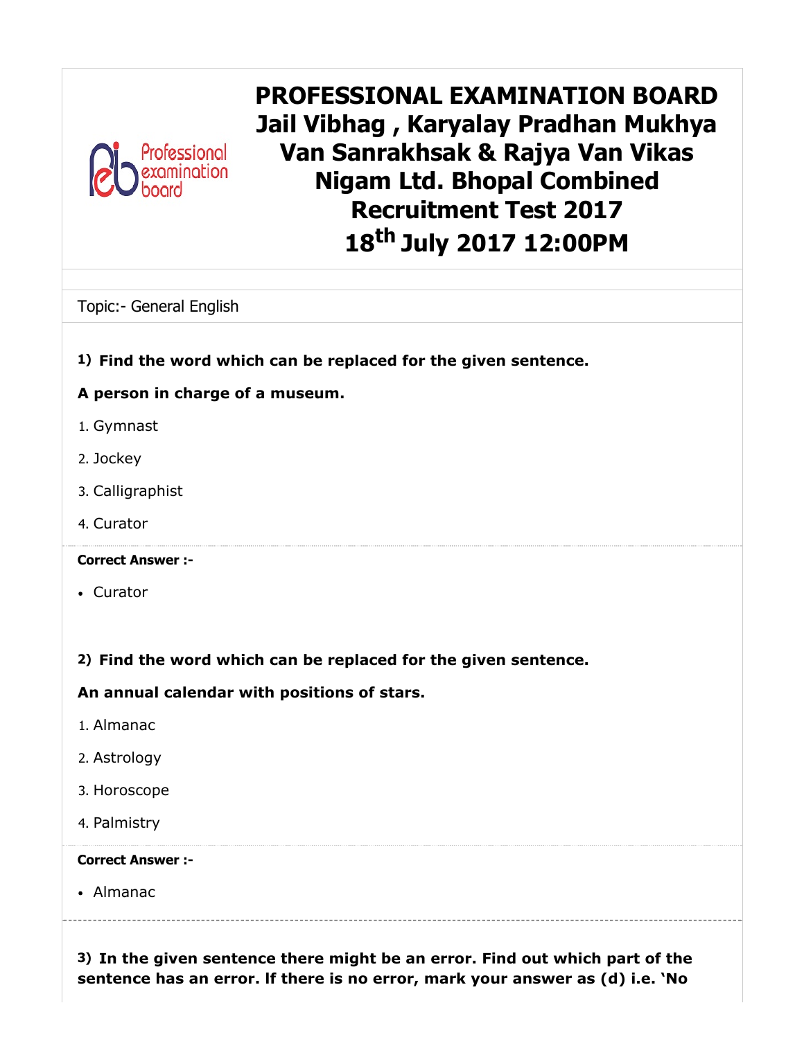# PROFESSIONAL EXAMINATION BOARD Jail Vibhag , Karyalay Pradhan Mukhya Van Sanrakhsak & Rajya Van Vikas Nigam Ltd. Bhopal Combined Recruitment Test 2017 18th July 2017 12:00PM

Topic:- General English

**1) Find the word which can be replaced for the given sentence.**

**A person in charge of a museum.**

1. Gymnast
2. Jockey
3. Calligraphist
4. Curator

**Correct Answer :-**

- Curator

**2) Find the word which can be replaced for the given sentence.**

**An annual calendar with positions of stars.**

1. Almanac
2. Astrology
3. Horoscope
4. Palmistry

**Correct Answer :-**

- Almanac

**3) In the given sentence there might be an error. Find out which part of the sentence has an error. If there is no error, mark your answer as (d) i.e. 'No**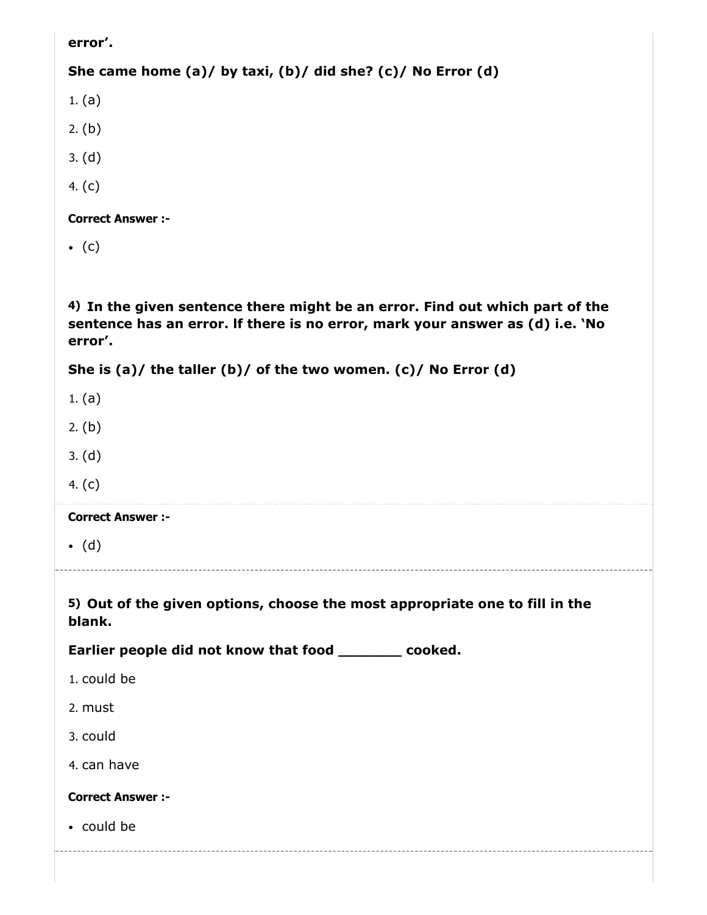**error'.**

**She came home (a)/ by taxi, (b)/ did she? (c)/ No Error (d)**

1. (a)
2. (b)
3. (d)
4. (c)

**Correct Answer :-**

- (c)

**4) In the given sentence there might be an error. Find out which part of the sentence has an error. If there is no error, mark your answer as (d) i.e. 'No error'.**

**She is (a)/ the taller (b)/ of the two women. (c)/ No Error (d)**

1. (a)
2. (b)
3. (d)
4. (c)

**Correct Answer :-**

- (d)

**5) Out of the given options, choose the most appropriate one to fill in the blank.**

**Earlier people did not know that food _______ cooked.**

1. could be
2. must
3. could
4. can have

**Correct Answer :-**

- could be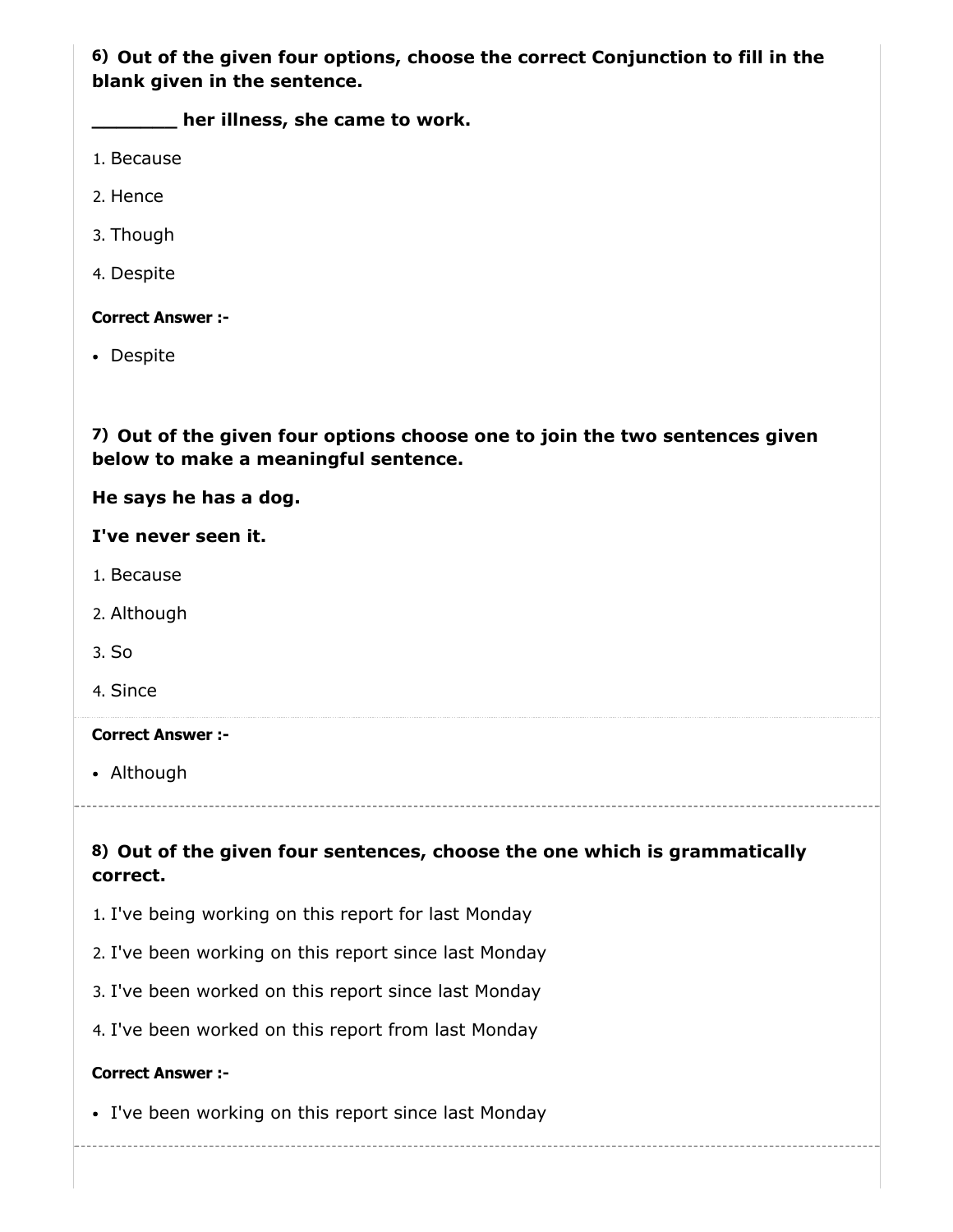**6) Out of the given four options, choose the correct Conjunction to fill in the blank given in the sentence.**

**_______ her illness, she came to work.**

1. Because
2. Hence
3. Though
4. Despite

**Correct Answer :-**

- Despite

**7) Out of the given four options choose one to join the two sentences given below to make a meaningful sentence.**

**He says he has a dog.**

**I've never seen it.**

1. Because
2. Although
3. So
4. Since

**Correct Answer :-**

- Although

**8) Out of the given four sentences, choose the one which is grammatically correct.**

1. I've being working on this report for last Monday
2. I've been working on this report since last Monday
3. I've been worked on this report since last Monday
4. I've been worked on this report from last Monday

**Correct Answer :-**

- I've been working on this report since last Monday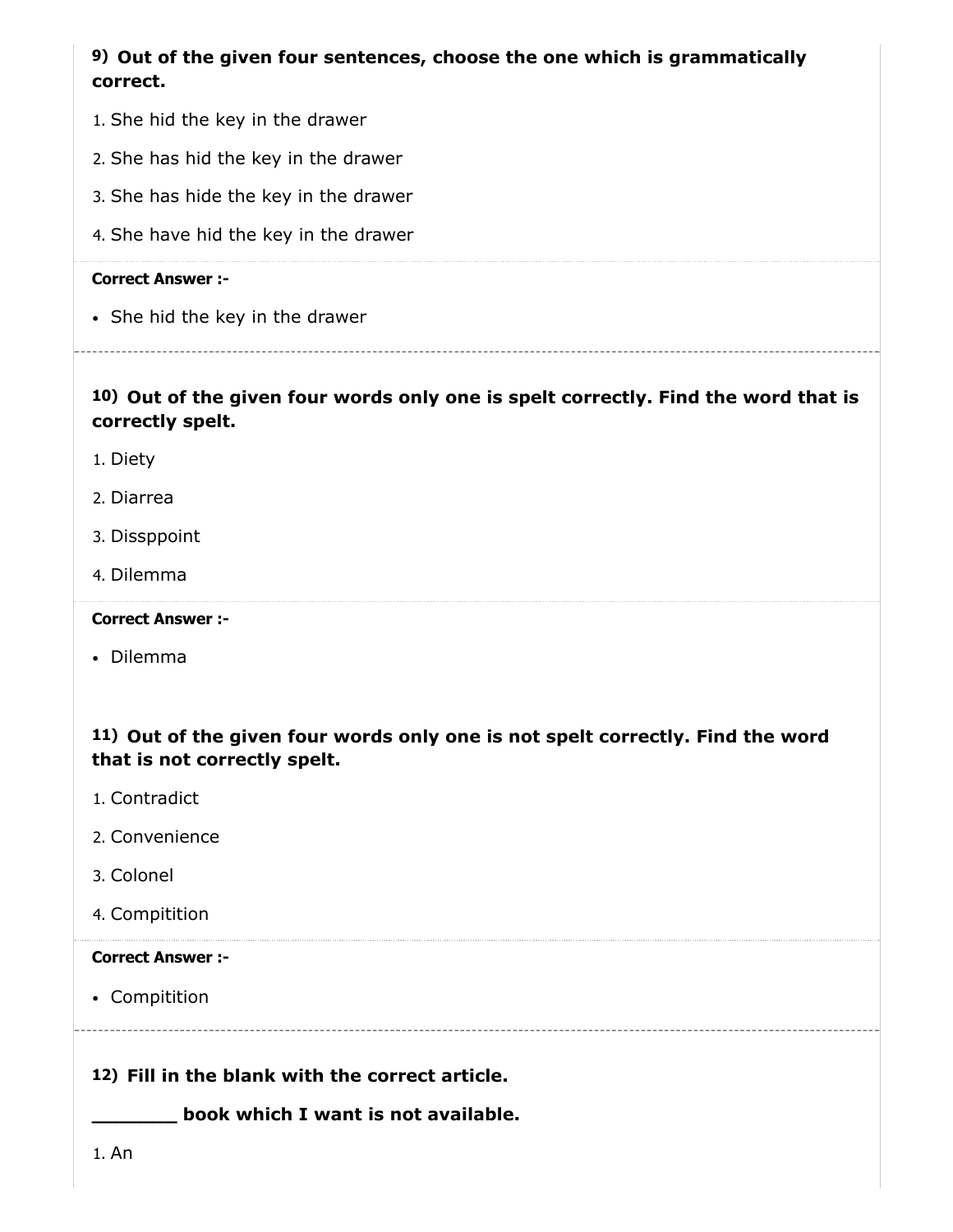**9) Out of the given four sentences, choose the one which is grammatically correct.**

1. She hid the key in the drawer
2. She has hid the key in the drawer
3. She has hide the key in the drawer
4. She have hid the key in the drawer

**Correct Answer :-**

- She hid the key in the drawer

---

**10) Out of the given four words only one is spelt correctly. Find the word that is correctly spelt.**

1. Diety
2. Diarrea
3. Dissppoint
4. Dilemma

**Correct Answer :-**

- Dilemma

**11) Out of the given four words only one is not spelt correctly. Find the word that is not correctly spelt.**

1. Contradict
2. Convenience
3. Colonel
4. Compitition

**Correct Answer :-**

- Compitition

---

**12) Fill in the blank with the correct article.**

**_______ book which I want is not available.**

1. An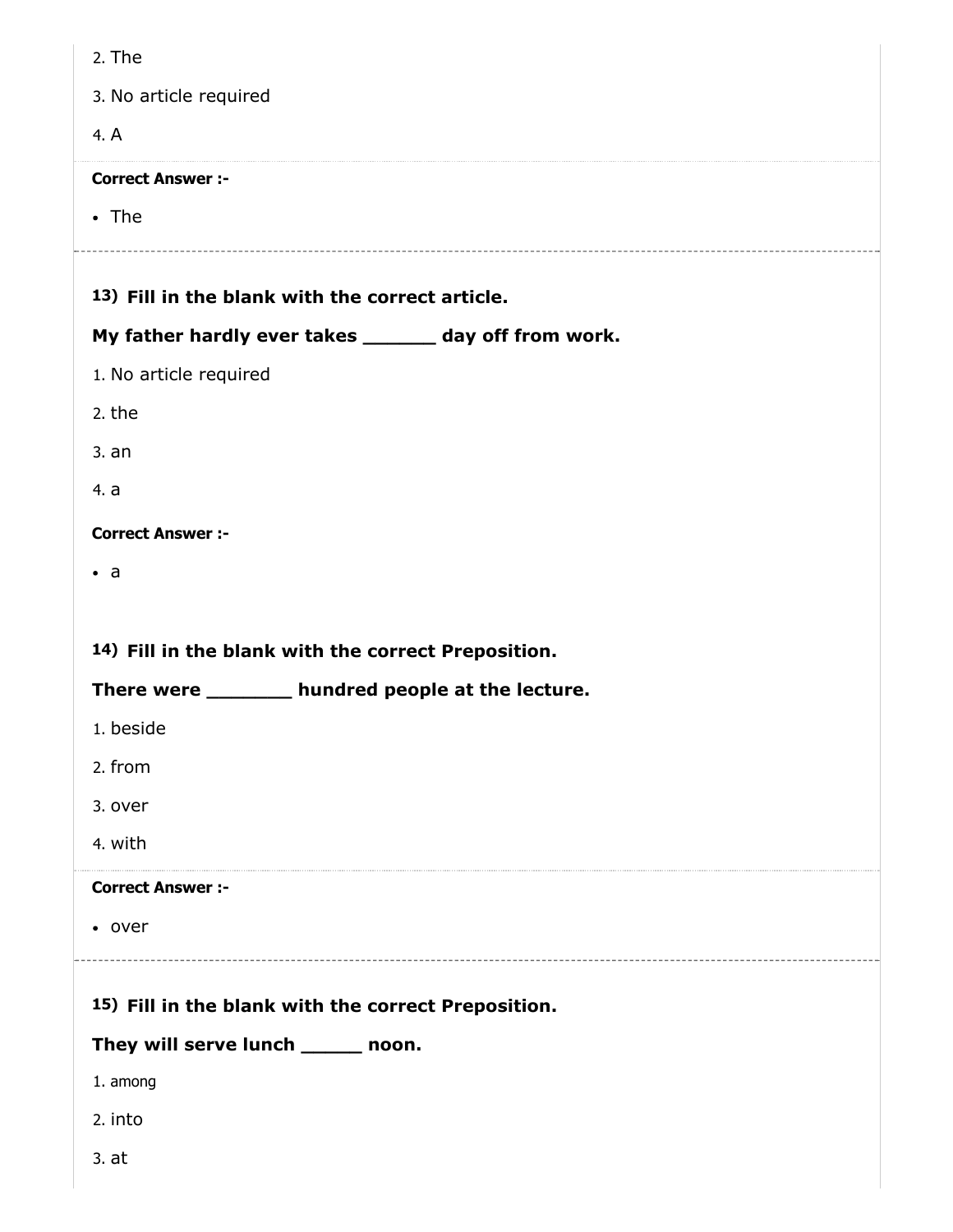2. The

3. No article required

4. A

**Correct Answer :-**

- The

**13) Fill in the blank with the correct article.**

**My father hardly ever takes ______ day off from work.**

1. No article required

2. the

3. an

4. a

**Correct Answer :-**

- a

**14) Fill in the blank with the correct Preposition.**

**There were _______ hundred people at the lecture.**

1. beside

2. from

3. over

4. with

**Correct Answer :-**

- over

**15) Fill in the blank with the correct Preposition.**

**They will serve lunch _____ noon.**

1. among

2. into

3. at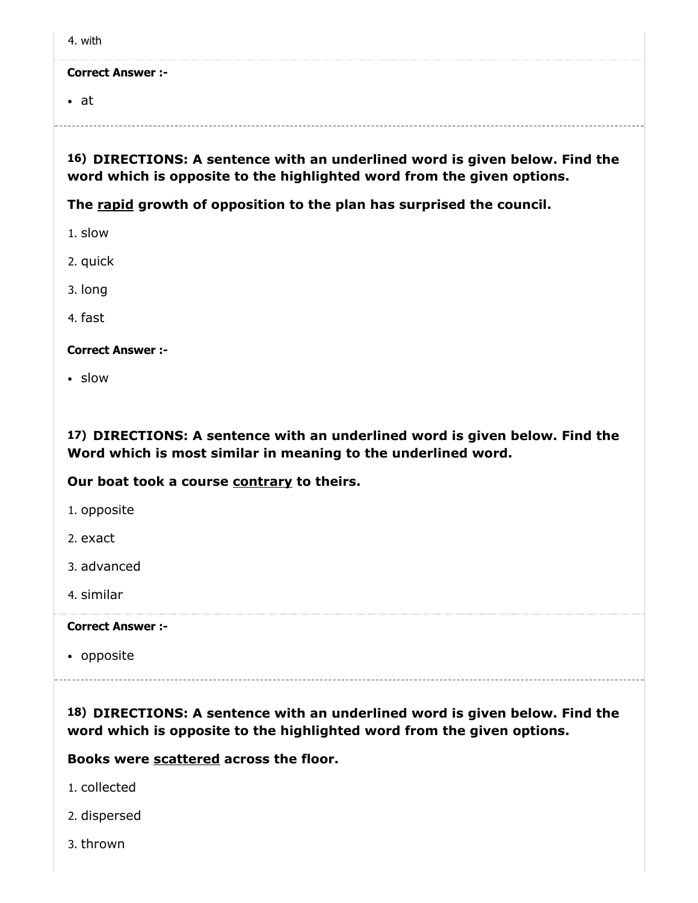4. with

**Correct Answer :-**

- at

---

**16) DIRECTIONS: A sentence with an underlined word is given below. Find the word which is opposite to the highlighted word from the given options.**

**The <u>rapid</u> growth of opposition to the plan has surprised the council.**

1. slow
2. quick
3. long
4. fast

**Correct Answer :-**

- slow

**17) DIRECTIONS: A sentence with an underlined word is given below. Find the Word which is most similar in meaning to the underlined word.**

**Our boat took a course <u>contrary</u> to theirs.**

1. opposite
2. exact
3. advanced
4. similar

**Correct Answer :-**

- opposite

---

**18) DIRECTIONS: A sentence with an underlined word is given below. Find the word which is opposite to the highlighted word from the given options.**

**Books were <u>scattered</u> across the floor.**

1. collected
2. dispersed
3. thrown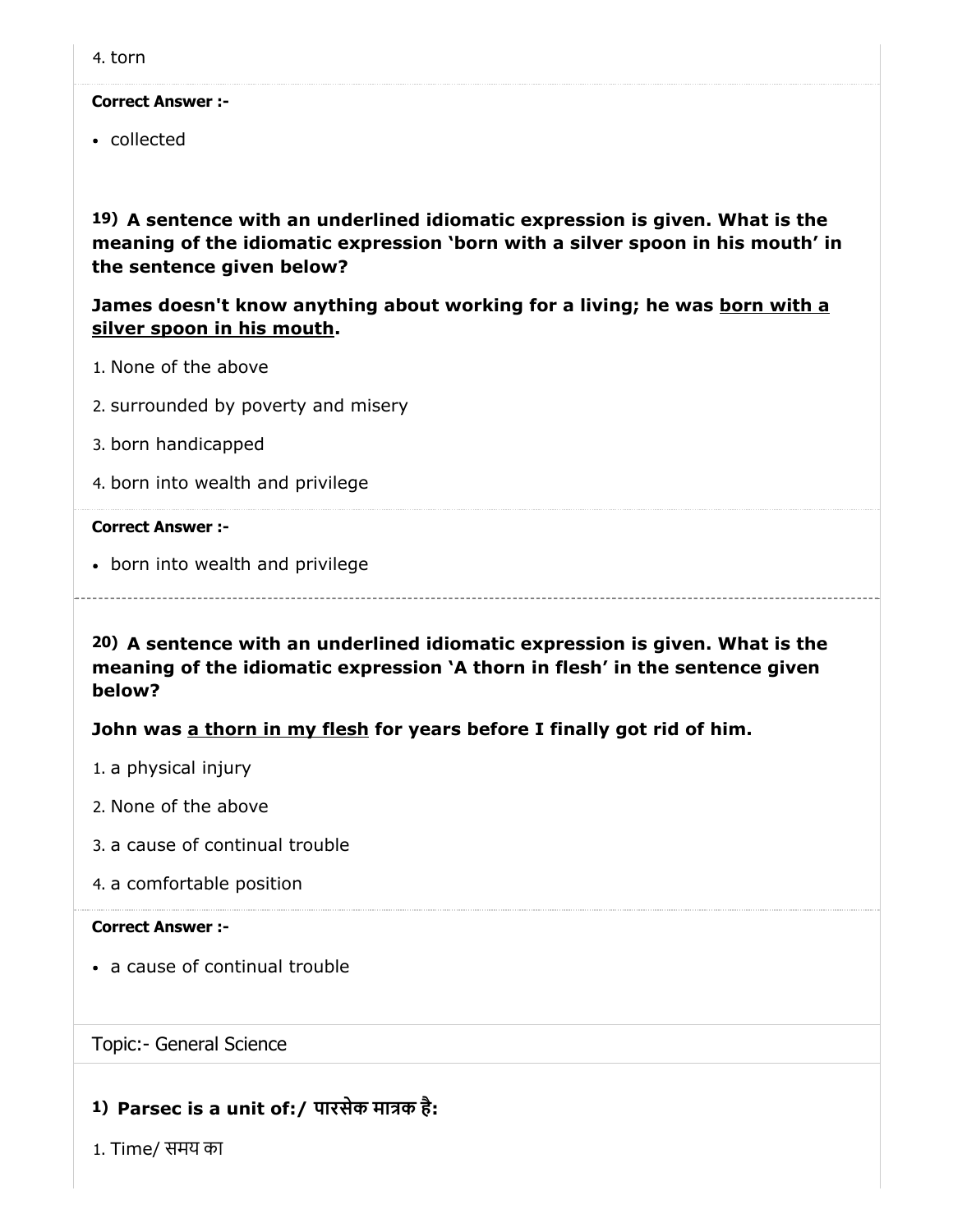4. torn

**Correct Answer :-**

- collected

**19) A sentence with an underlined idiomatic expression is given. What is the meaning of the idiomatic expression 'born with a silver spoon in his mouth' in the sentence given below?**

**James doesn't know anything about working for a living; he was <u>born with a silver spoon in his mouth</u>.**

1. None of the above
2. surrounded by poverty and misery
3. born handicapped
4. born into wealth and privilege

**Correct Answer :-**

- born into wealth and privilege

---

**20) A sentence with an underlined idiomatic expression is given. What is the meaning of the idiomatic expression 'A thorn in flesh' in the sentence given below?**

**John was <u>a thorn in my flesh</u> for years before I finally got rid of him.**

1. a physical injury
2. None of the above
3. a cause of continual trouble
4. a comfortable position

**Correct Answer :-**

- a cause of continual trouble

Topic:- General Science

**1) Parsec is a unit of:/ पारसेक मात्रक है:**

1. Time/ समय का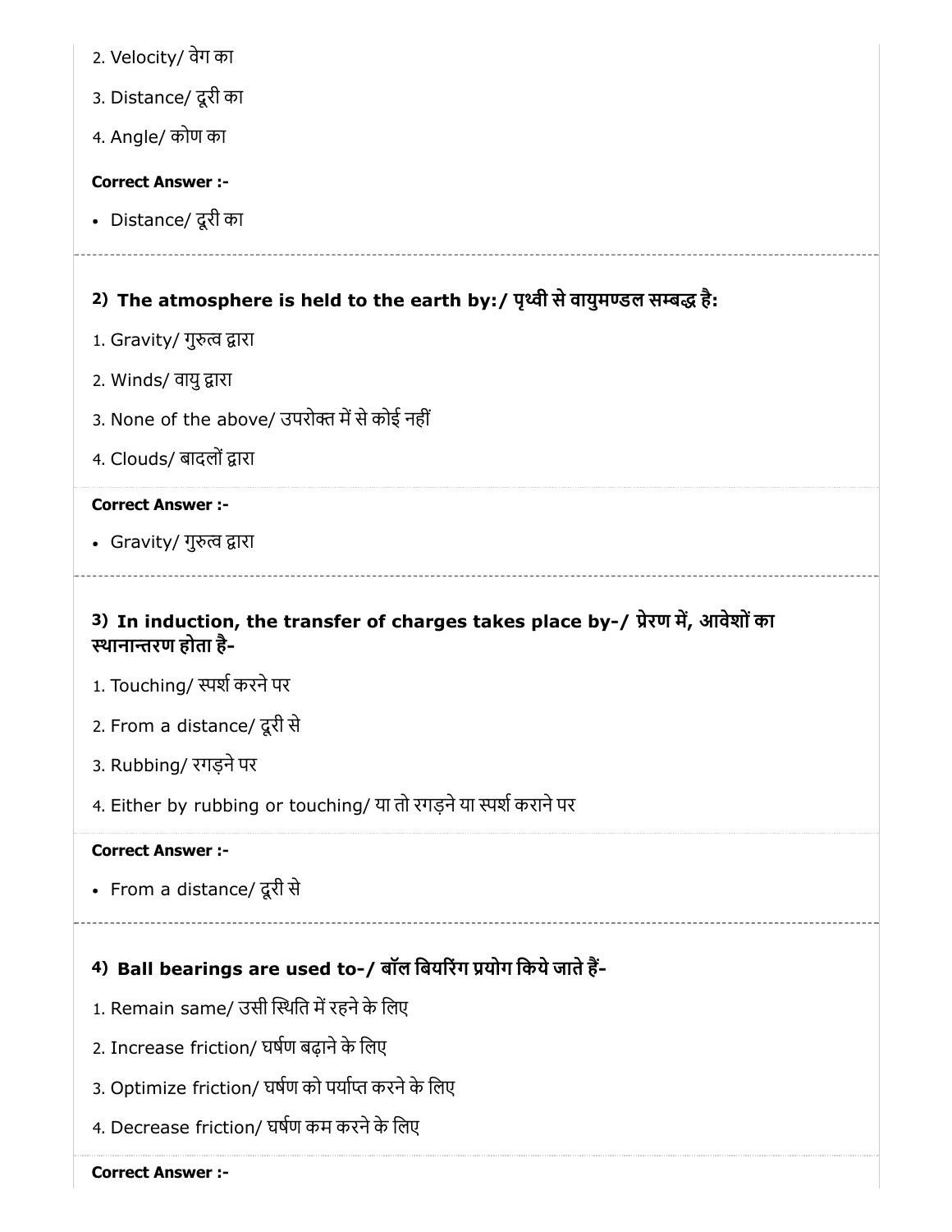2. Velocity/ वेग का

3. Distance/ दूरी का

4. Angle/ कोण का

**Correct Answer :-**

- Distance/ दूरी का

---

**2) The atmosphere is held to the earth by:/ पृथ्वी से वायुमण्डल सम्बद्ध है:**

1. Gravity/ गुरुत्व द्वारा

2. Winds/ वायु द्वारा

3. None of the above/ उपरोक्त में से कोई नहीं

4. Clouds/ बादलों द्वारा

**Correct Answer :-**

- Gravity/ गुरुत्व द्वारा

---

**3) In induction, the transfer of charges takes place by-/ प्रेरण में, आवेशों का स्थानान्तरण होता है-**

1. Touching/ स्पर्श करने पर

2. From a distance/ दूरी से

3. Rubbing/ रगड़ने पर

4. Either by rubbing or touching/ या तो रगड़ने या स्पर्श कराने पर

**Correct Answer :-**

- From a distance/ दूरी से

---

**4) Ball bearings are used to-/ बॉल बियरिंग प्रयोग किये जाते हैं-**

1. Remain same/ उसी स्थिति में रहने के लिए

2. Increase friction/ घर्षण बढ़ाने के लिए

3. Optimize friction/ घर्षण को पर्याप्त करने के लिए

4. Decrease friction/ घर्षण कम करने के लिए

**Correct Answer :-**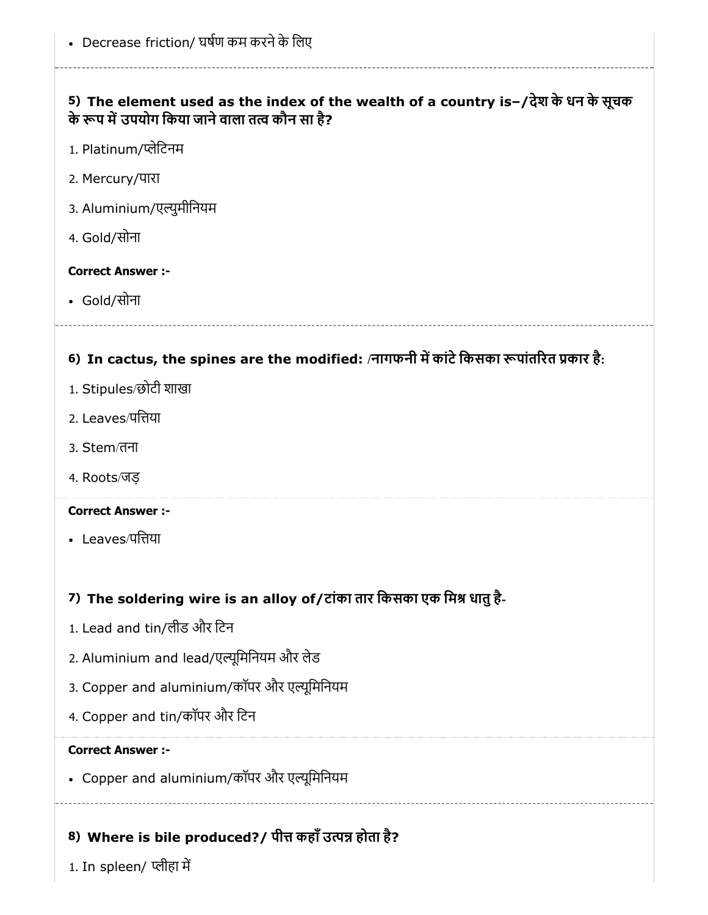- Decrease friction/ घर्षण कम करने के लिए

### 5) The element used as the index of the wealth of a country is–/देश के धन के सूचक के रूप में उपयोग किया जाने वाला तत्व कौन सा है?

1. Platinum/प्लेटिनम
2. Mercury/पारा
3. Aluminium/एल्युमीनियम
4. Gold/सोना

**Correct Answer :-**

- Gold/सोना

### 6) In cactus, the spines are the modified: /नागफनी में कांटे किसका रूपांतरित प्रकार है:

1. Stipules/छोटी शाखा
2. Leaves/पत्तिया
3. Stem/तना
4. Roots/जड़

**Correct Answer :-**

- Leaves/पत्तिया

### 7) The soldering wire is an alloy of/टांका तार किसका एक मिश्र धातु है-

1. Lead and tin/लीड और टिन
2. Aluminium and lead/एल्यूमिनियम और लेड
3. Copper and aluminium/कॉपर और एल्यूमिनियम
4. Copper and tin/कॉपर और टिन

**Correct Answer :-**

- Copper and aluminium/कॉपर और एल्यूमिनियम

### 8) Where is bile produced?/ पीत्त कहाँ उत्पन्न होता है?

1. In spleen/ प्लीहा में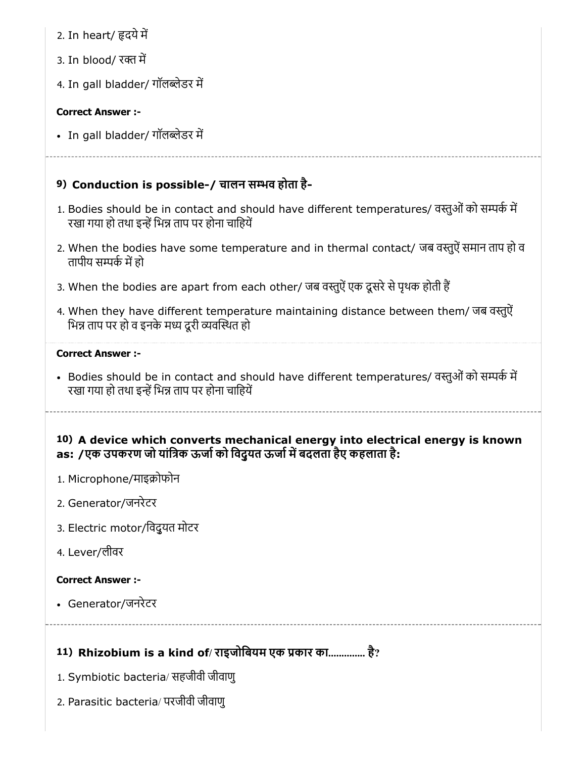2. In heart/ हृदये में

3. In blood/ रक्त में

4. In gall bladder/ गॉलब्लेडर में

**Correct Answer :-**

- In gall bladder/ गॉलब्लेडर में

### 9) Conduction is possible-/ चालन सम्भव होता है-

1. Bodies should be in contact and should have different temperatures/ वस्तुओं को सम्पर्क में रखा गया हो तथा इन्हें भिन्न ताप पर होना चाहियें

2. When the bodies have some temperature and in thermal contact/ जब वस्तुऐं समान ताप हो व तापीय सम्पर्क में हो

3. When the bodies are apart from each other/ जब वस्तुऐं एक दूसरे से पृथक होती हैं

4. When they have different temperature maintaining distance between them/ जब वस्तुऐं भिन्न ताप पर हो व इनके मध्य दूरी व्यवस्थित हो

**Correct Answer :-**

- Bodies should be in contact and should have different temperatures/ वस्तुओं को सम्पर्क में रखा गया हो तथा इन्हें भिन्न ताप पर होना चाहियें

### 10) A device which converts mechanical energy into electrical energy is known as: /एक उपकरण जो यांत्रिक ऊर्जा को विदुयत ऊर्जा में बदलता हैए कहलाता है:

1. Microphone/माइक्रोफोन

2. Generator/जनरेटर

3. Electric motor/विदुयत मोटर

4. Lever/लीवर

**Correct Answer :-**

- Generator/जनरेटर

### 11) Rhizobium is a kind of/ राइजोबियम एक प्रकार का.............. है?

1. Symbiotic bacteria/ सहजीवी जीवाणु

2. Parasitic bacteria/ परजीवी जीवाणु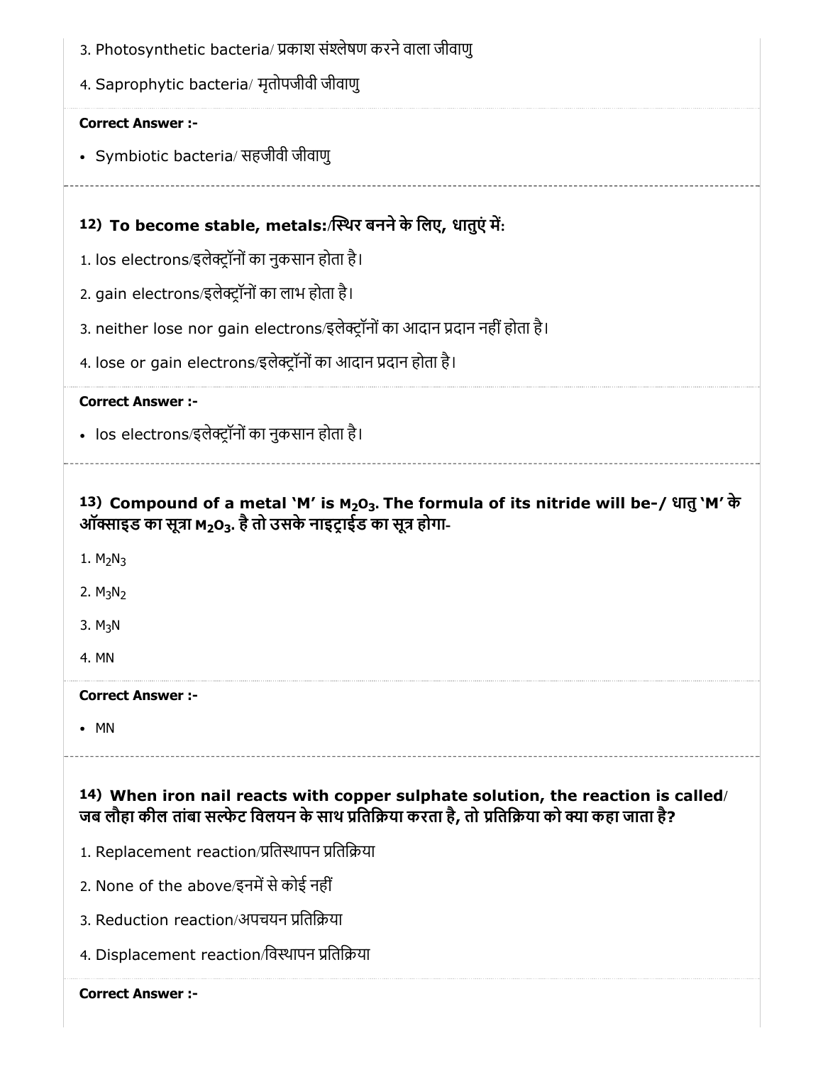3. Photosynthetic bacteria/ प्रकाश संश्लेषण करने वाला जीवाणु

4. Saprophytic bacteria/ मृतोपजीवी जीवाणु

**Correct Answer :-**

- Symbiotic bacteria/ सहजीवी जीवाणु

---

### 12) To become stable, metals:/स्थिर बनने के लिए, धातुएं में:

1. los electrons/इलेक्ट्रॉनों का नुकसान होता है।

2. gain electrons/इलेक्ट्रॉनों का लाभ होता है।

3. neither lose nor gain electrons/इलेक्ट्रॉनों का आदान प्रदान नहीं होता है।

4. lose or gain electrons/इलेक्ट्रॉनों का आदान प्रदान होता है।

**Correct Answer :-**

- los electrons/इलेक्ट्रॉनों का नुकसान होता है।

---

### 13) Compound of a metal 'M' is $M_2O_3$. The formula of its nitride will be-/ धातु 'M' के ऑक्साइड का सूत्रा $M_2O_3$. है तो उसके नाइट्राईड का सूत्र होगा-

1. $M_2N_3$

2. $M_3N_2$

3. $M_3N$

4. MN

**Correct Answer :-**

- MN

---

### 14) When iron nail reacts with copper sulphate solution, the reaction is called/ जब लौहा कील तांबा सल्फेट विलयन के साथ प्रतिक्रिया करता है, तो प्रतिक्रिया को क्या कहा जाता है?

1. Replacement reaction/प्रतिस्थापन प्रतिक्रिया

2. None of the above/इनमें से कोई नहीं

3. Reduction reaction/अपचयन प्रतिक्रिया

4. Displacement reaction/विस्थापन प्रतिक्रिया

**Correct Answer :-**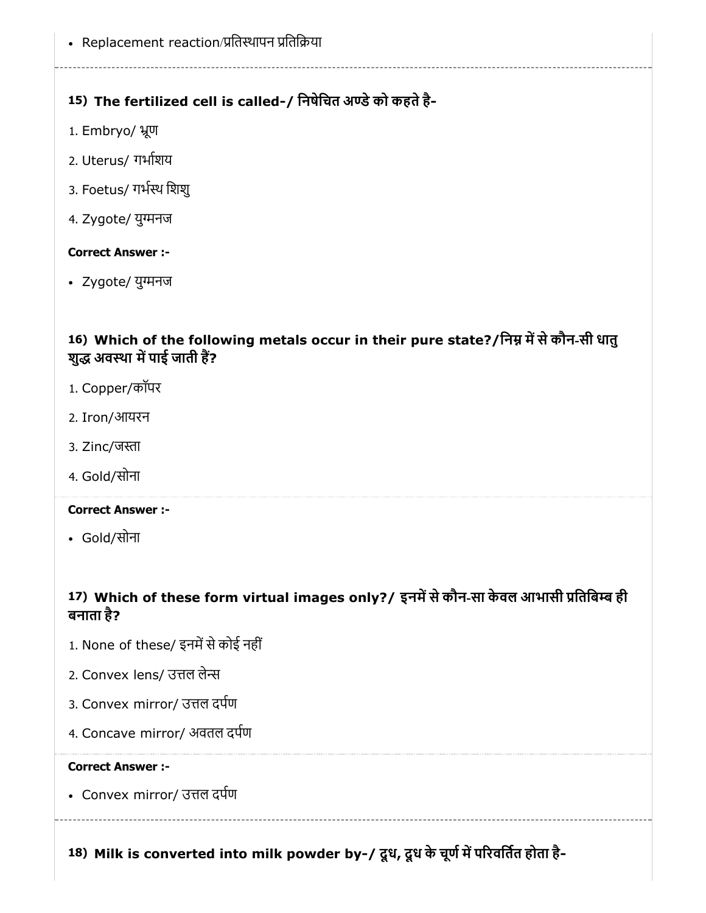- Replacement reaction/प्रतिस्थापन प्रतिक्रिया

### 15) The fertilized cell is called-/ निषेचित अण्डे को कहते है-

1. Embryo/ भ्रूण
2. Uterus/ गर्भाशय
3. Foetus/ गर्भस्थ शिशु
4. Zygote/ युग्मनज

**Correct Answer :-**

- Zygote/ युग्मनज

### 16) Which of the following metals occur in their pure state?/निम्न में से कौन-सी धातु शुद्ध अवस्था में पाई जाती हैं?

1. Copper/कॉपर
2. Iron/आयरन
3. Zinc/जस्ता
4. Gold/सोना

**Correct Answer :-**

- Gold/सोना

### 17) Which of these form virtual images only?/ इनमें से कौन-सा केवल आभासी प्रतिबिम्ब ही बनाता है?

1. None of these/ इनमें से कोई नहीं
2. Convex lens/ उत्तल लेन्स
3. Convex mirror/ उत्तल दर्पण
4. Concave mirror/ अवतल दर्पण

**Correct Answer :-**

- Convex mirror/ उत्तल दर्पण

### 18) Milk is converted into milk powder by-/ दूध, दूध के चूर्ण में परिवर्तित होता है-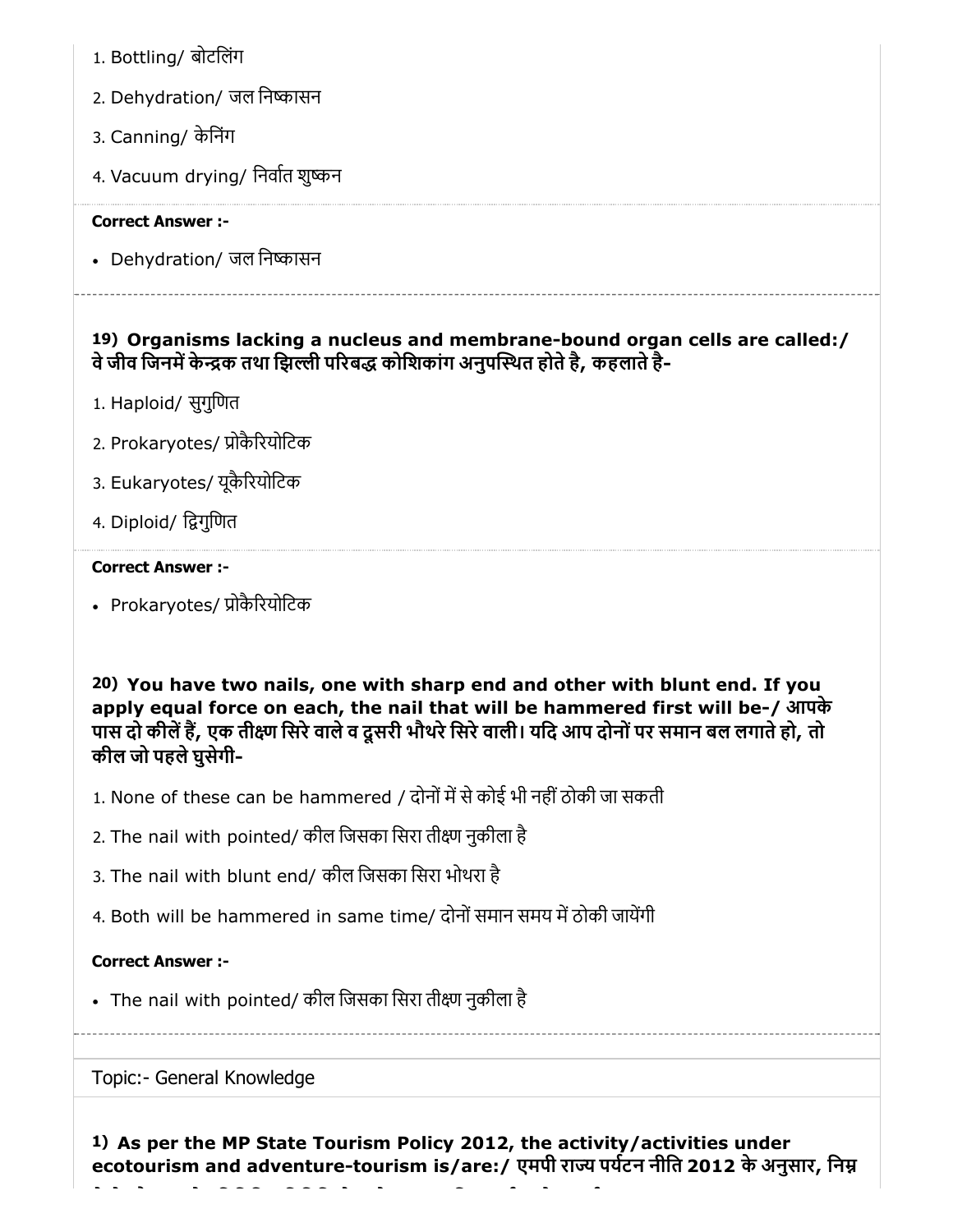1. Bottling/ बोटलिंग
2. Dehydration/ जल निष्कासन
3. Canning/ केनिंग
4. Vacuum drying/ निर्वात शुष्कन

**Correct Answer :-**

- Dehydration/ जल निष्कासन

**19) Organisms lacking a nucleus and membrane-bound organ cells are called:/ वे जीव जिनमें केन्द्रक तथा झिल्ली परिबद्ध कोशिकांग अनुपस्थित होते है, कहलाते है-**

1. Haploid/ सुगुणित
2. Prokaryotes/ प्रोकैरियोटिक
3. Eukaryotes/ यूकैरियोटिक
4. Diploid/ द्विगुणित

**Correct Answer :-**

- Prokaryotes/ प्रोकैरियोटिक

**20) You have two nails, one with sharp end and other with blunt end. If you apply equal force on each, the nail that will be hammered first will be-/ आपके पास दो कीलें हैं, एक तीक्ष्ण सिरे वाले व दूसरी भौथरे सिरे वाली। यदि आप दोनों पर समान बल लगाते हो, तो कील जो पहले घुसेगी-**

1. None of these can be hammered / दोनों में से कोई भी नहीं ठोकी जा सकती
2. The nail with pointed/ कील जिसका सिरा तीक्ष्ण नुकीला है
3. The nail with blunt end/ कील जिसका सिरा भोथरा है
4. Both will be hammered in same time/ दोनों समान समय में ठोकी जायेंगी

**Correct Answer :-**

- The nail with pointed/ कील जिसका सिरा तीक्ष्ण नुकीला है

Topic:- General Knowledge

**1) As per the MP State Tourism Policy 2012, the activity/activities under ecotourism and adventure-tourism is/are:/ एमपी राज्य पर्यटन नीति 2012 के अनुसार, निम्न**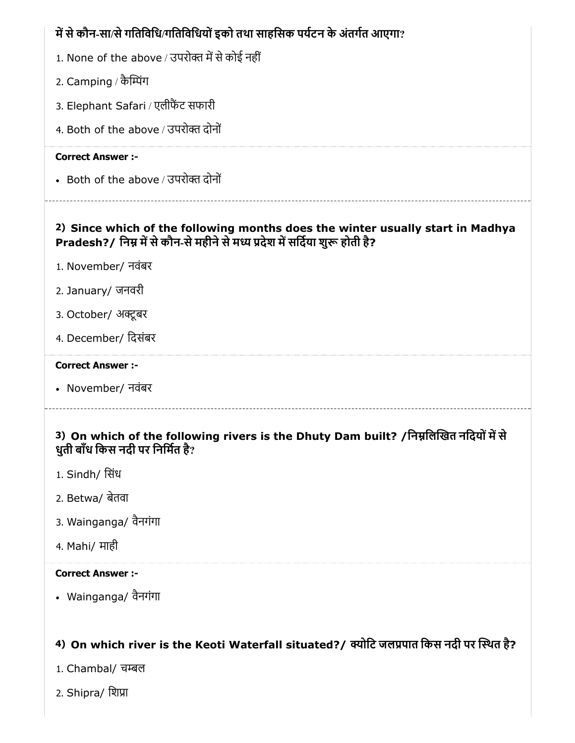में से कौन-सा/से गतिविधि/गतिविधियों इको तथा साहसिक पर्यटन के अंतर्गत आएगा?

1. None of the above / उपरोक्त में से कोई नहीं
2. Camping / कैम्पिंग
3. Elephant Safari / एलीफेंट सफारी
4. Both of the above / उपरोक्त दोनों

**Correct Answer :-**

- Both of the above / उपरोक्त दोनों

---

**2) Since which of the following months does the winter usually start in Madhya Pradesh?/ निम्न में से कौन-से महीने से मध्य प्रदेश में सर्दिया शुरू होती है?**

1. November/ नवंबर
2. January/ जनवरी
3. October/ अक्टूबर
4. December/ दिसंबर

**Correct Answer :-**

- November/ नवंबर

---

**3) On which of the following rivers is the Dhuty Dam built? /निम्नलिखित नदियों में से धुती बाँध किस नदी पर निर्मित है?**

1. Sindh/ सिंध
2. Betwa/ बेतवा
3. Wainganga/ वैनगंगा
4. Mahi/ माही

**Correct Answer :-**

- Wainganga/ वैनगंगा

**4) On which river is the Keoti Waterfall situated?/ क्योटि जलप्रपात किस नदी पर स्थित है?**

1. Chambal/ चम्बल
2. Shipra/ शिप्रा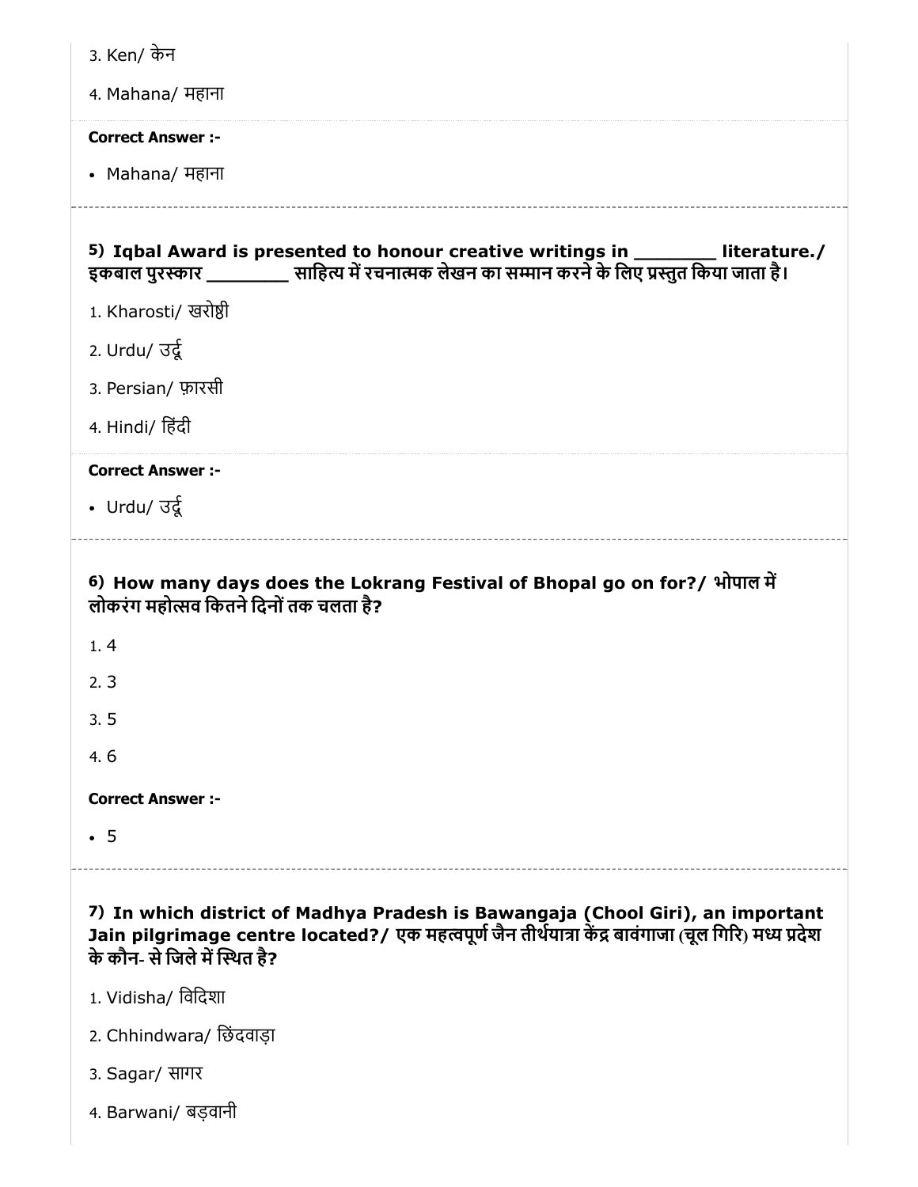3. Ken/ केन

4. Mahana/ महाना

**Correct Answer :-**

- Mahana/ महाना

---

**5) Iqbal Award is presented to honour creative writings in ________ literature./ इकबाल पुरस्कार ________ साहित्य में रचनात्मक लेखन का सम्मान करने के लिए प्रस्तुत किया जाता है।**

1. Kharosti/ खरोष्ठी

2. Urdu/ उर्दू

3. Persian/ फ़ारसी

4. Hindi/ हिंदी

**Correct Answer :-**

- Urdu/ उर्दू

---

**6) How many days does the Lokrang Festival of Bhopal go on for?/ भोपाल में लोकरंग महोत्सव कितने दिनों तक चलता है?**

1. 4

2. 3

3. 5

4. 6

**Correct Answer :-**

- 5

---

**7) In which district of Madhya Pradesh is Bawangaja (Chool Giri), an important Jain pilgrimage centre located?/ एक महत्वपूर्ण जैन तीर्थयात्रा केंद्र बावंगाजा (चूल गिरि) मध्य प्रदेश के कौन- से जिले में स्थित है?**

1. Vidisha/ विदिशा

2. Chhindwara/ छिंदवाड़ा

3. Sagar/ सागर

4. Barwani/ बड़वानी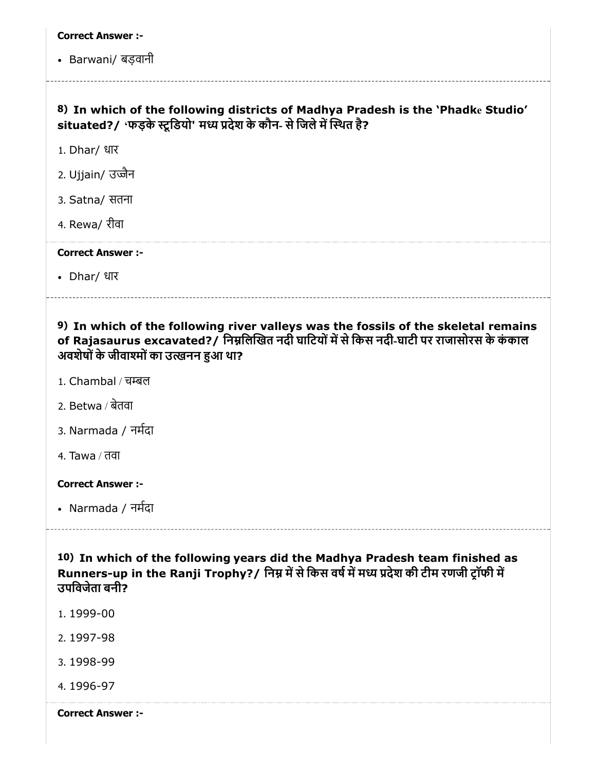**Correct Answer :-**

- Barwani/ बड़वानी

---

**8) In which of the following districts of Madhya Pradesh is the 'Phadke Studio' situated?/ 'फड़के स्टूडियो' मध्य प्रदेश के कौन- से जिले में स्थित है?**

1. Dhar/ धार
2. Ujjain/ उज्जैन
3. Satna/ सतना
4. Rewa/ रीवा

**Correct Answer :-**

- Dhar/ धार

---

**9) In which of the following river valleys was the fossils of the skeletal remains of Rajasaurus excavated?/ निम्नलिखित नदी घाटियों में से किस नदी-घाटी पर राजासोरस के कंकाल अवशेषों के जीवाश्मों का उत्खनन हुआ था?**

1. Chambal / चम्बल
2. Betwa / बेतवा
3. Narmada / नर्मदा
4. Tawa / तवा

**Correct Answer :-**

- Narmada / नर्मदा

---

**10) In which of the following years did the Madhya Pradesh team finished as Runners-up in the Ranji Trophy?/ निम्न में से किस वर्ष में मध्य प्रदेश की टीम रणजी ट्रॉफी में उपविजेता बनी?**

1. 1999-00
2. 1997-98
3. 1998-99
4. 1996-97

**Correct Answer :-**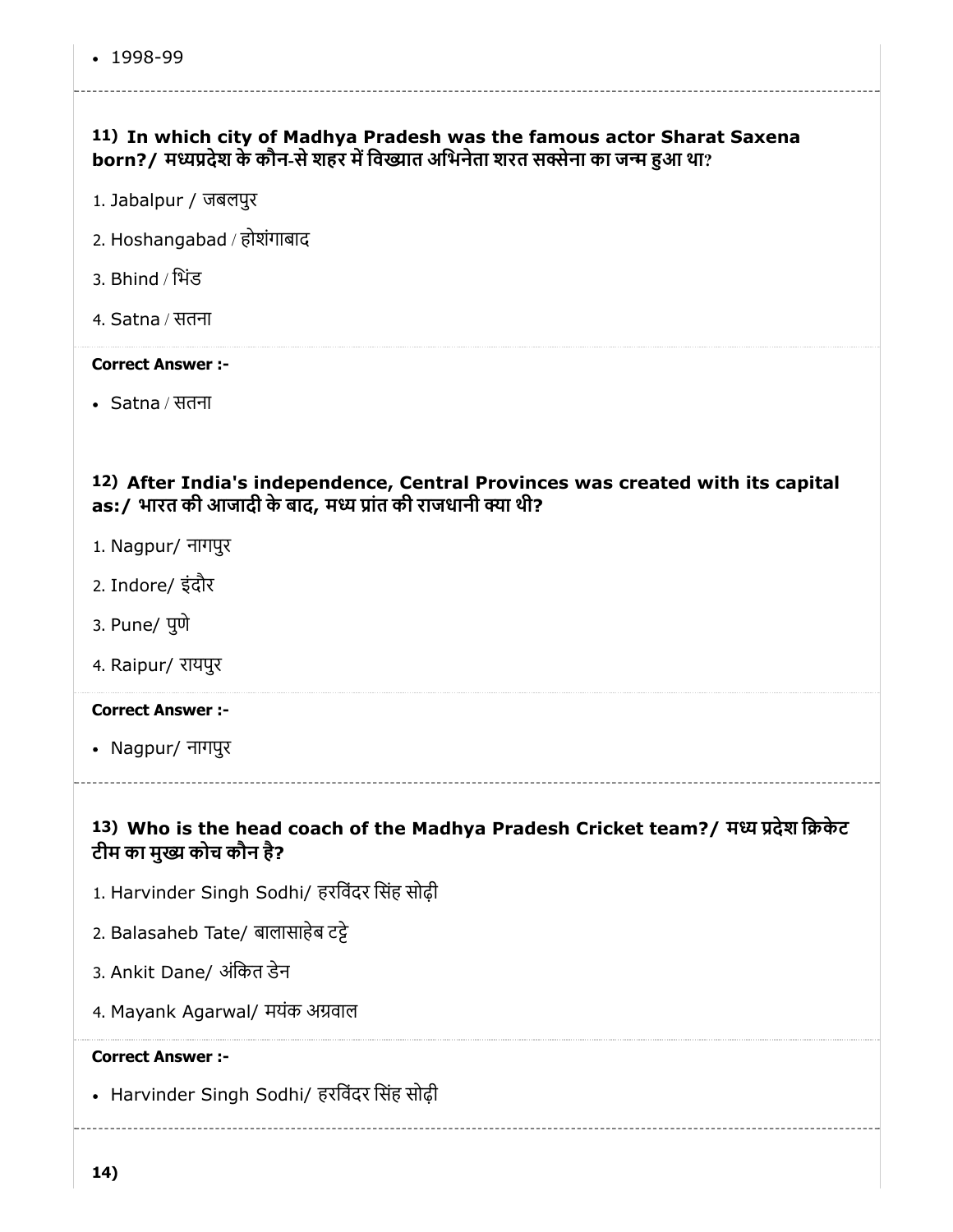- 1998-99

### 11) In which city of Madhya Pradesh was the famous actor Sharat Saxena born?/ मध्यप्रदेश के कौन-से शहर में विख्यात अभिनेता शरत सक्सेना का जन्म हुआ था?

1. Jabalpur / जबलपुर
2. Hoshangabad / होशंगाबाद
3. Bhind / भिंड
4. Satna / सतना

**Correct Answer :-**

- Satna / सतना

### 12) After India's independence, Central Provinces was created with its capital as:/ भारत की आजादी के बाद, मध्य प्रांत की राजधानी क्या थी?

1. Nagpur/ नागपुर
2. Indore/ इंदौर
3. Pune/ पुणे
4. Raipur/ रायपुर

**Correct Answer :-**

- Nagpur/ नागपुर

### 13) Who is the head coach of the Madhya Pradesh Cricket team?/ मध्य प्रदेश क्रिकेट टीम का मुख्य कोच कौन है?

1. Harvinder Singh Sodhi/ हरविंदर सिंह सोढ़ी
2. Balasaheb Tate/ बालासाहेब टट्टे
3. Ankit Dane/ अंकित डेन
4. Mayank Agarwal/ मयंक अग्रवाल

**Correct Answer :-**

- Harvinder Singh Sodhi/ हरविंदर सिंह सोढ़ी

### 14)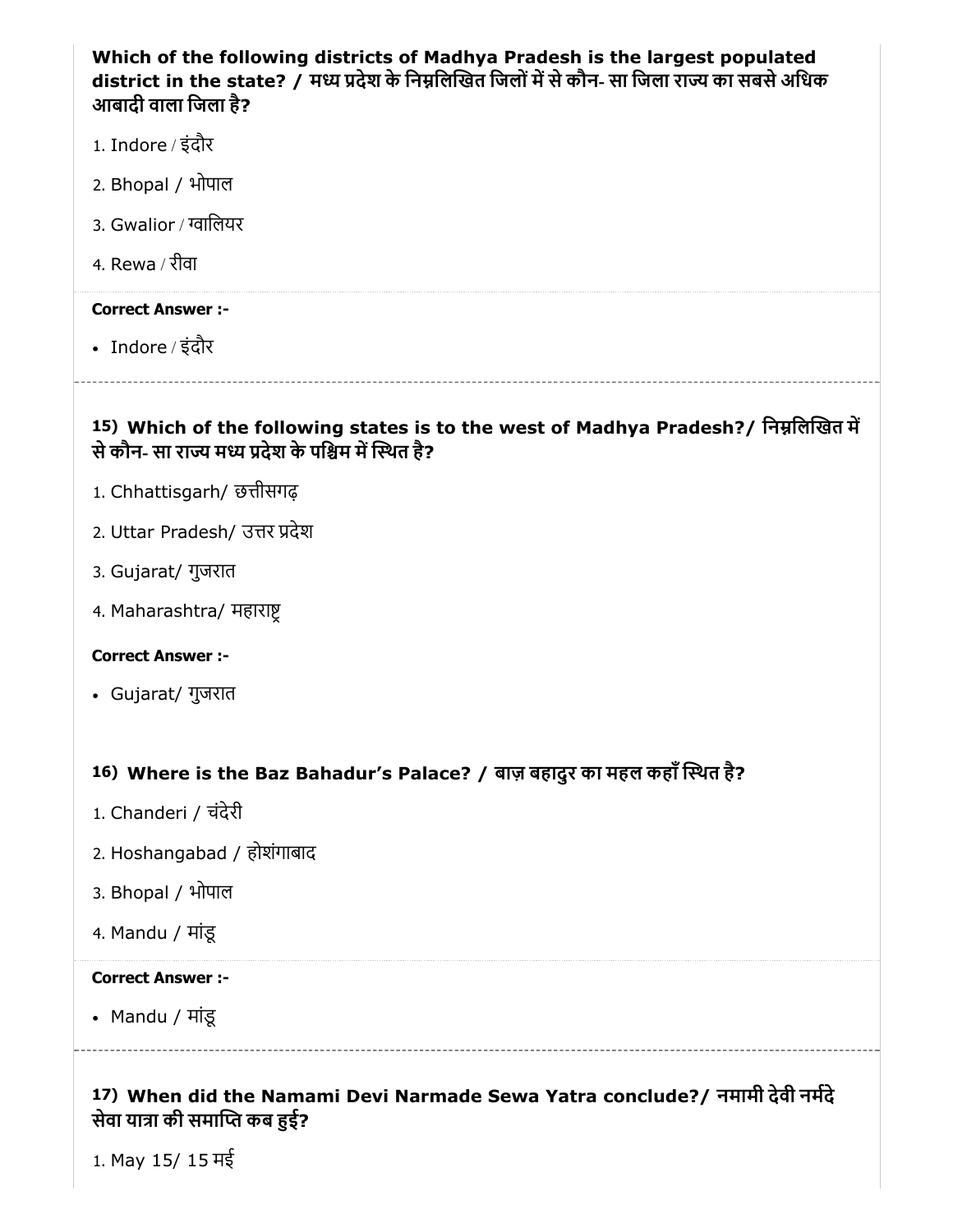**Which of the following districts of Madhya Pradesh is the largest populated district in the state? / मध्य प्रदेश के निम्नलिखित जिलों में से कौन- सा जिला राज्य का सबसे अधिक आबादी वाला जिला है?**

1. Indore / इंदौर
2. Bhopal / भोपाल
3. Gwalior / ग्वालियर
4. Rewa / रीवा

**Correct Answer :-**

- Indore / इंदौर

---

**15) Which of the following states is to the west of Madhya Pradesh?/ निम्नलिखित में से कौन- सा राज्य मध्य प्रदेश के पश्चिम में स्थित है?**

1. Chhattisgarh/ छत्तीसगढ़
2. Uttar Pradesh/ उत्तर प्रदेश
3. Gujarat/ गुजरात
4. Maharashtra/ महाराष्ट्र

**Correct Answer :-**

- Gujarat/ गुजरात

**16) Where is the Baz Bahadur's Palace? / बाज़ बहादुर का महल कहाँ स्थित है?**

1. Chanderi / चंदेरी
2. Hoshangabad / होशंगाबाद
3. Bhopal / भोपाल
4. Mandu / मांडू

**Correct Answer :-**

- Mandu / मांडू

---

**17) When did the Namami Devi Narmade Sewa Yatra conclude?/ नमामी देवी नर्मदे सेवा यात्रा की समाप्ति कब हुई?**

1. May 15/ 15 मई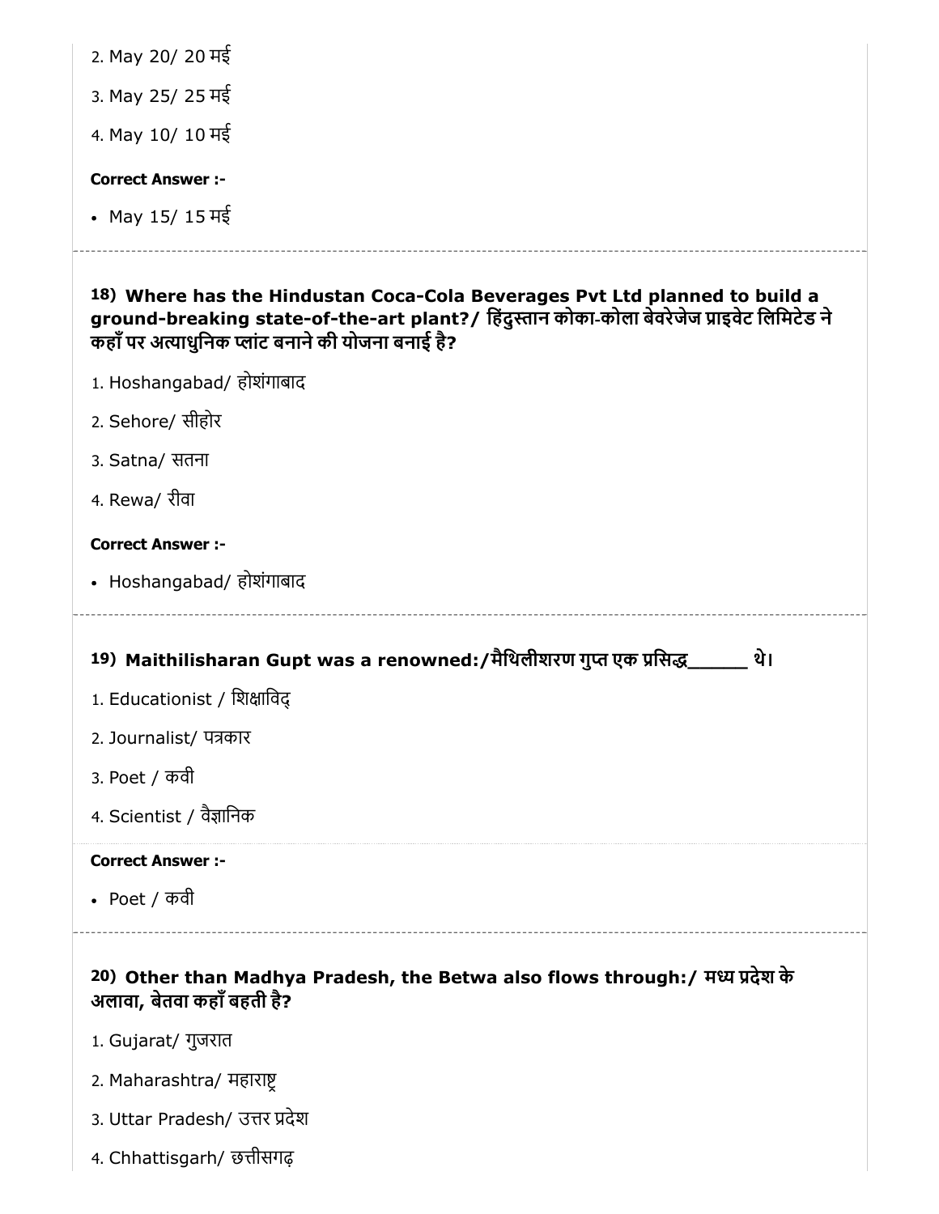2. May 20/ 20 मई

3. May 25/ 25 मई

4. May 10/ 10 मई

**Correct Answer :-**

- May 15/ 15 मई

---

**18) Where has the Hindustan Coca-Cola Beverages Pvt Ltd planned to build a ground-breaking state-of-the-art plant?/ हिंदुस्तान कोका-कोला बेवरेजेज प्राइवेट लिमिटेड ने कहाँ पर अत्याधुनिक प्लांट बनाने की योजना बनाई है?**

1. Hoshangabad/ होशंगाबाद
2. Sehore/ सीहोर
3. Satna/ सतना
4. Rewa/ रीवा

**Correct Answer :-**

- Hoshangabad/ होशंगाबाद

---

**19) Maithilisharan Gupt was a renowned:/मैथिलीशरण गुप्त एक प्रसिद्ध_____ थे।**

1. Educationist / शिक्षाविद्
2. Journalist/ पत्रकार
3. Poet / कवी
4. Scientist / वैज्ञानिक

**Correct Answer :-**

- Poet / कवी

---

**20) Other than Madhya Pradesh, the Betwa also flows through:/ मध्य प्रदेश के अलावा, बेतवा कहाँ बहती है?**

1. Gujarat/ गुजरात
2. Maharashtra/ महाराष्ट्र
3. Uttar Pradesh/ उत्तर प्रदेश
4. Chhattisgarh/ छत्तीसगढ़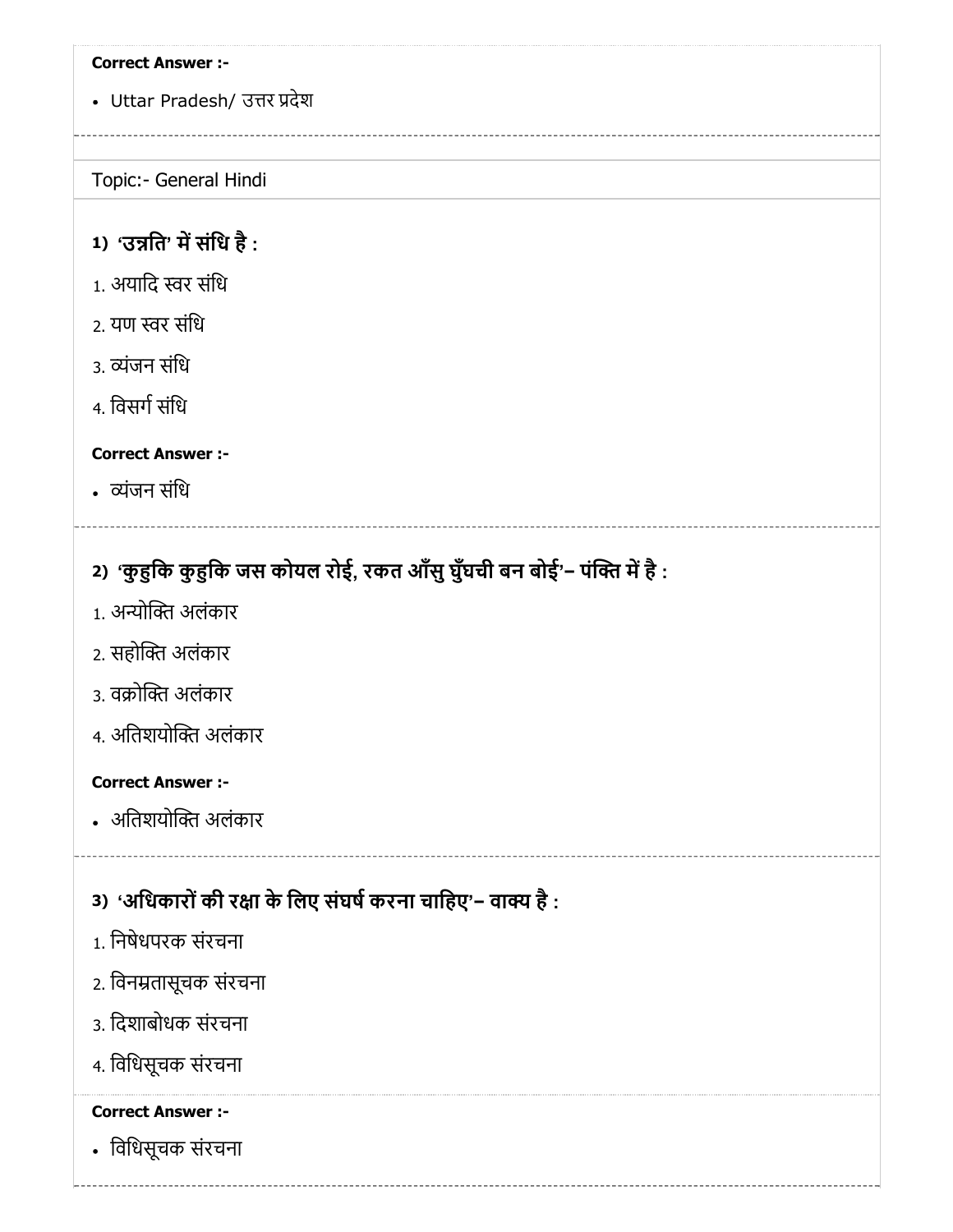**Correct Answer :-**

- Uttar Pradesh/ उत्तर प्रदेश

Topic:- General Hindi

**1) 'उन्नति' में संधि है :**

1. अयादि स्वर संधि
2. यण स्वर संधि
3. व्यंजन संधि
4. विसर्ग संधि

**Correct Answer :-**

- व्यंजन संधि

**2) 'कुहुकि कुहुकि जस कोयल रोई, रकत आँसु घुँघची बन बोई'– पंक्ति में है :**

1. अन्योक्ति अलंकार
2. सहोक्ति अलंकार
3. वक्रोक्ति अलंकार
4. अतिशयोक्ति अलंकार

**Correct Answer :-**

- अतिशयोक्ति अलंकार

**3) 'अधिकारों की रक्षा के लिए संघर्ष करना चाहिए'– वाक्य है :**

1. निषेधपरक संरचना
2. विनम्रतासूचक संरचना
3. दिशाबोधक संरचना
4. विधिसूचक संरचना

**Correct Answer :-**

- विधिसूचक संरचना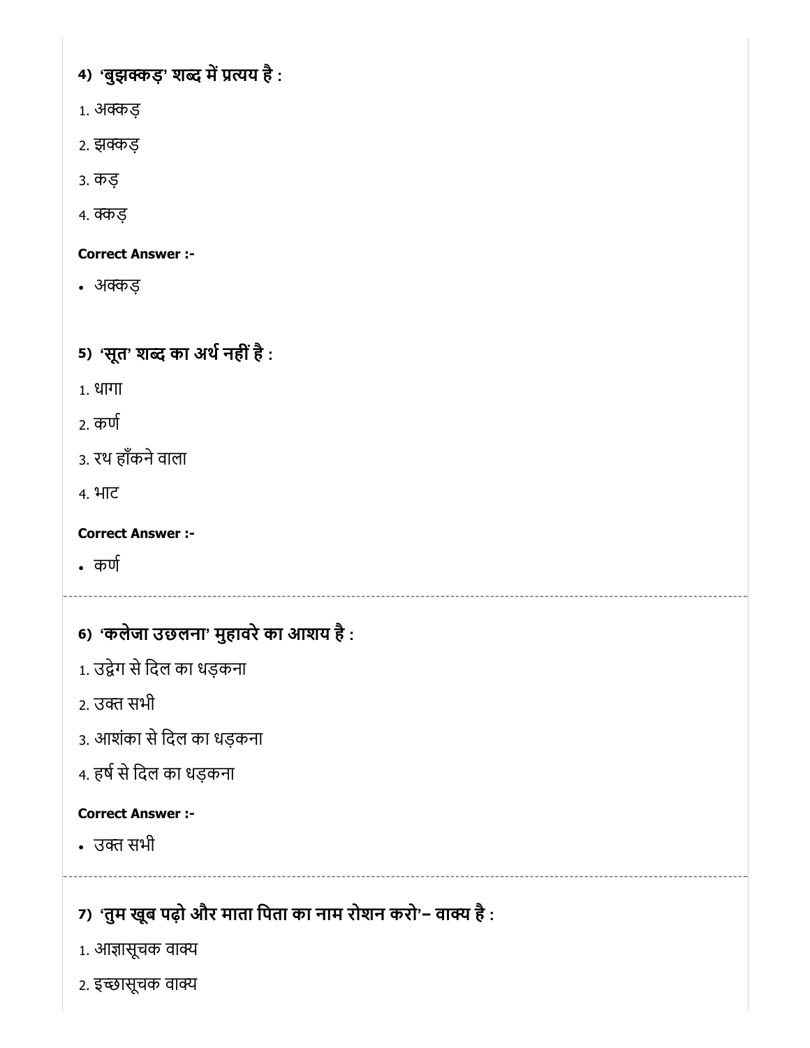**4) 'बुझक्कड़' शब्द में प्रत्यय है :**

1. अक्कड़
2. झक्कड़
3. कड़
4. क्कड़

**Correct Answer :-**

- अक्कड़

**5) 'सूत' शब्द का अर्थ नहीं है :**

1. धागा
2. कर्ण
3. रथ हाँकने वाला
4. भाट

**Correct Answer :-**

- कर्ण

---

**6) 'कलेजा उछलना' मुहावरे का आशय है :**

1. उद्वेग से दिल का धड़कना
2. उक्त सभी
3. आशंका से दिल का धड़कना
4. हर्ष से दिल का धड़कना

**Correct Answer :-**

- उक्त सभी

---

**7) 'तुम खूब पढ़ो और माता पिता का नाम रोशन करो'– वाक्य है :**

1. आज्ञासूचक वाक्य
2. इच्छासूचक वाक्य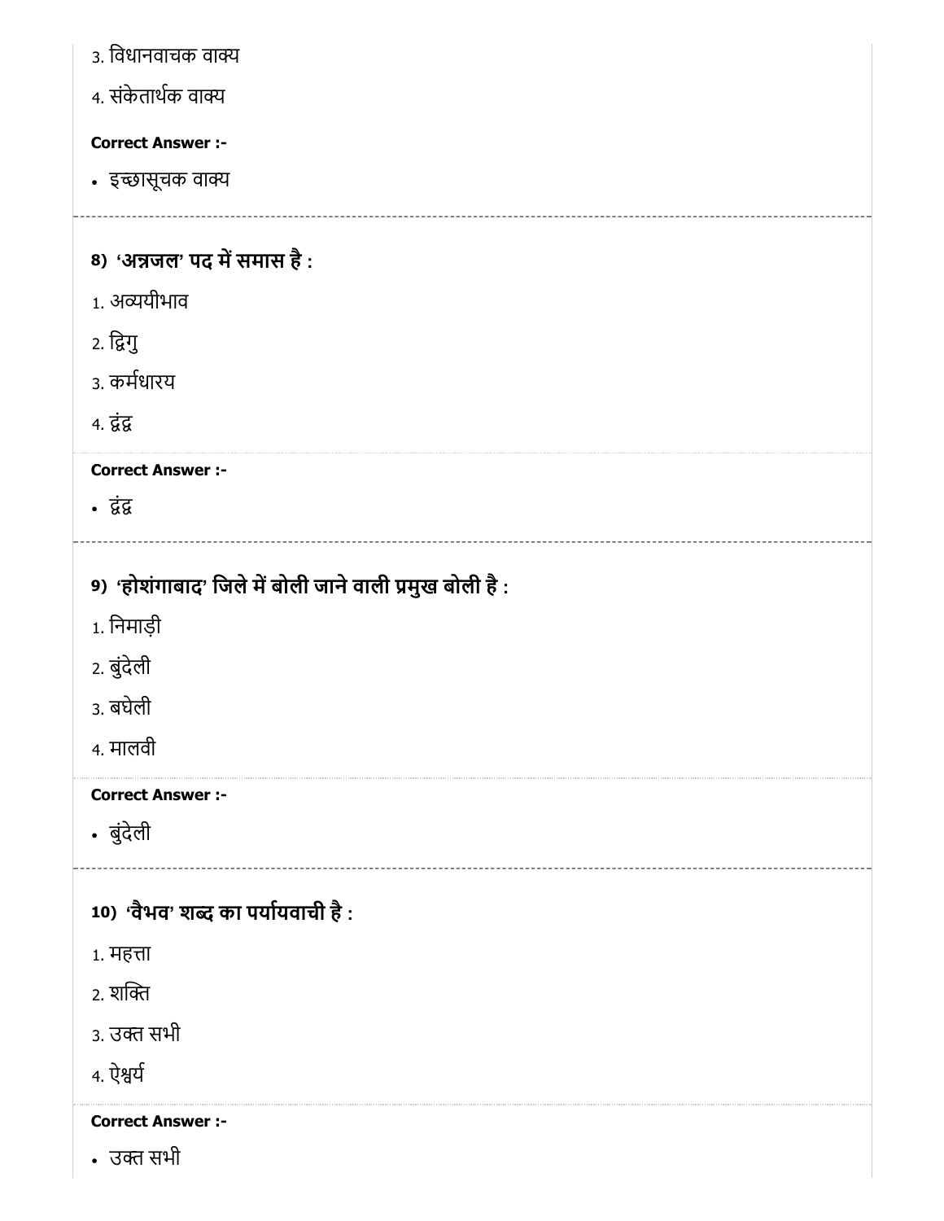3. विधानवाचक वाक्य

4. संकेतार्थक वाक्य

**Correct Answer :-**

- इच्छासूचक वाक्य

---

**8) 'अन्नजल' पद में समास है :**

1. अव्ययीभाव

2. द्विगु

3. कर्मधारय

4. द्वंद्व

**Correct Answer :-**

- द्वंद्व

---

**9) 'होशंगाबाद' जिले में बोली जाने वाली प्रमुख बोली है :**

1. निमाड़ी

2. बुंदेली

3. बघेली

4. मालवी

**Correct Answer :-**

- बुंदेली

---

**10) 'वैभव' शब्द का पर्यायवाची है :**

1. महत्ता

2. शक्ति

3. उक्त सभी

4. ऐश्वर्य

**Correct Answer :-**

- उक्त सभी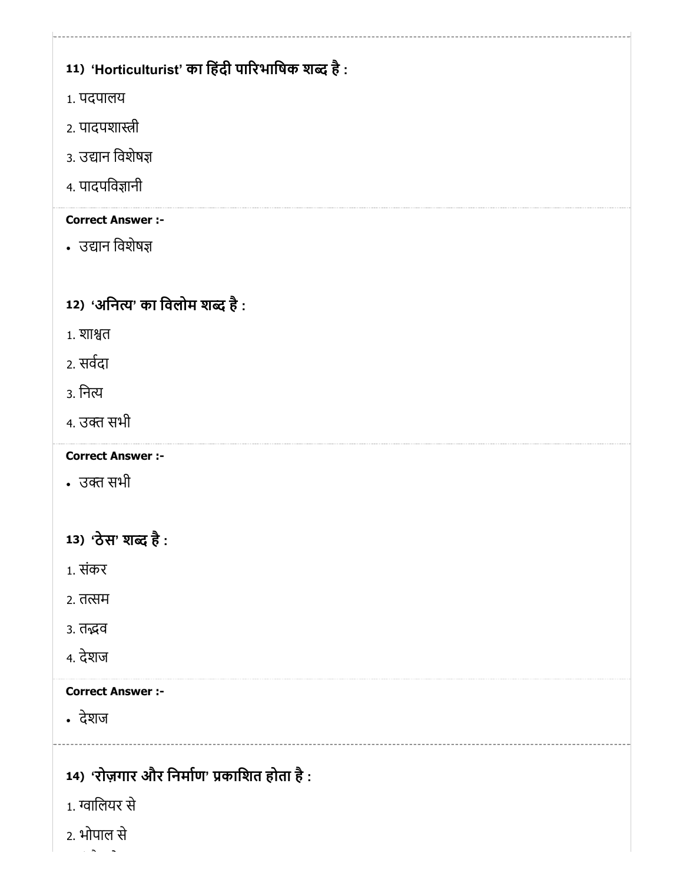**11) 'Horticulturist' का हिंदी पारिभाषिक शब्द है :**

1. पदपालय
2. पादपशास्त्री
3. उद्यान विशेषज्ञ
4. पादपविज्ञानी

**Correct Answer :-**

- उद्यान विशेषज्ञ

**12) 'अनित्य' का विलोम शब्द है :**

1. शाश्वत
2. सर्वदा
3. नित्य
4. उक्त सभी

**Correct Answer :-**

- उक्त सभी

**13) 'ठेस' शब्द है :**

1. संकर
2. तत्सम
3. तद्भव
4. देशज

**Correct Answer :-**

- देशज

**14) 'रोज़गार और निर्माण' प्रकाशित होता है :**

1. ग्वालियर से
2. भोपाल से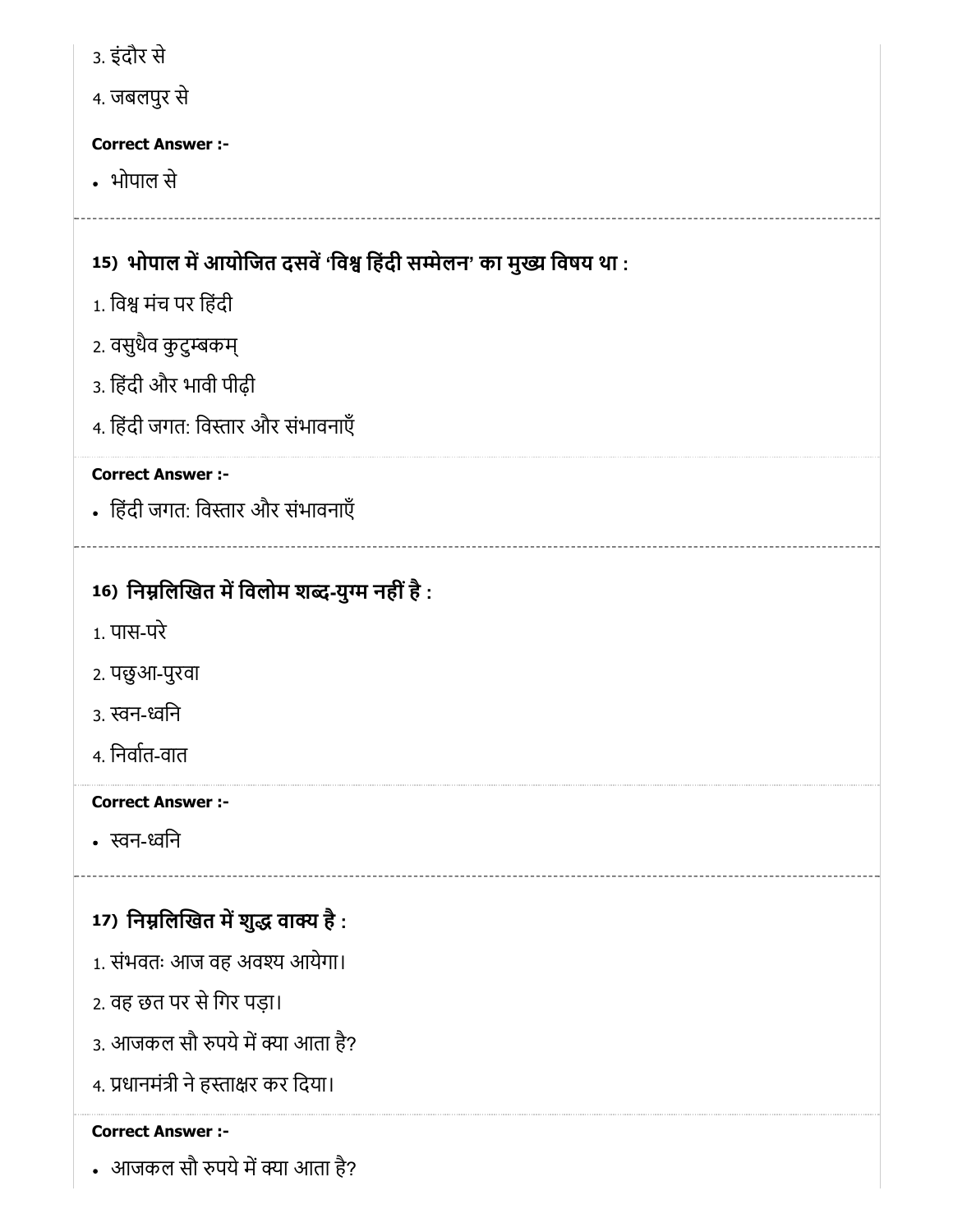3. इंदौर से

4. जबलपुर से

**Correct Answer :-**

- भोपाल से

---

**15) भोपाल में आयोजित दसवें 'विश्व हिंदी सम्मेलन' का मुख्य विषय था :**

1. विश्व मंच पर हिंदी

2. वसुधैव कुटुम्बकम्

3. हिंदी और भावी पीढ़ी

4. हिंदी जगत: विस्तार और संभावनाएँ

**Correct Answer :-**

- हिंदी जगत: विस्तार और संभावनाएँ

---

**16) निम्नलिखित में विलोम शब्द-युग्म नहीं है :**

1. पास-परे

2. पछुआ-पुरवा

3. स्वन-ध्वनि

4. निर्वात-वात

**Correct Answer :-**

- स्वन-ध्वनि

---

**17) निम्नलिखित में शुद्ध वाक्य है :**

1. संभवतः आज वह अवश्य आयेगा।

2. वह छत पर से गिर पड़ा।

3. आजकल सौ रुपये में क्या आता है?

4. प्रधानमंत्री ने हस्ताक्षर कर दिया।

**Correct Answer :-**

- आजकल सौ रुपये में क्या आता है?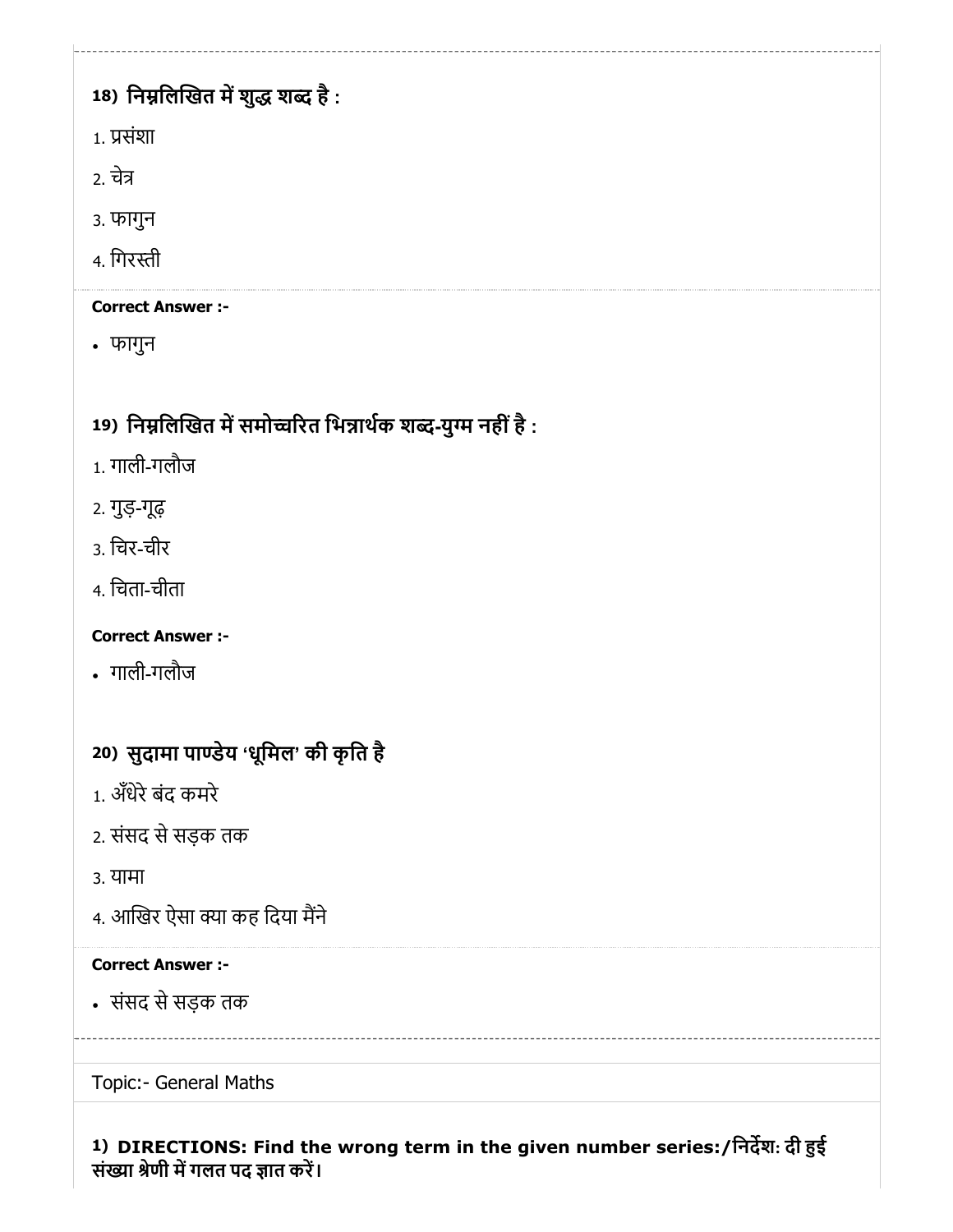**18) निम्नलिखित में शुद्ध शब्द है :**

1. प्रसंशा
2. चेत्र
3. फागुन
4. गिरस्ती

**Correct Answer :-**

- फागुन

**19) निम्नलिखित में समोच्चरित भिन्नार्थक शब्द-युग्म नहीं है :**

1. गाली-गलौज
2. गुड़-गूढ़
3. चिर-चीर
4. चिता-चीता

**Correct Answer :-**

- गाली-गलौज

**20) सुदामा पाण्डेय 'धूमिल' की कृति है**

1. अँधेरे बंद कमरे
2. संसद से सड़क तक
3. यामा
4. आखिर ऐसा क्या कह दिया मैंने

**Correct Answer :-**

- संसद से सड़क तक

Topic:- General Maths

**1) DIRECTIONS: Find the wrong term in the given number series:/निर्देश: दी हुई संख्या श्रेणी में गलत पद ज्ञात करें।**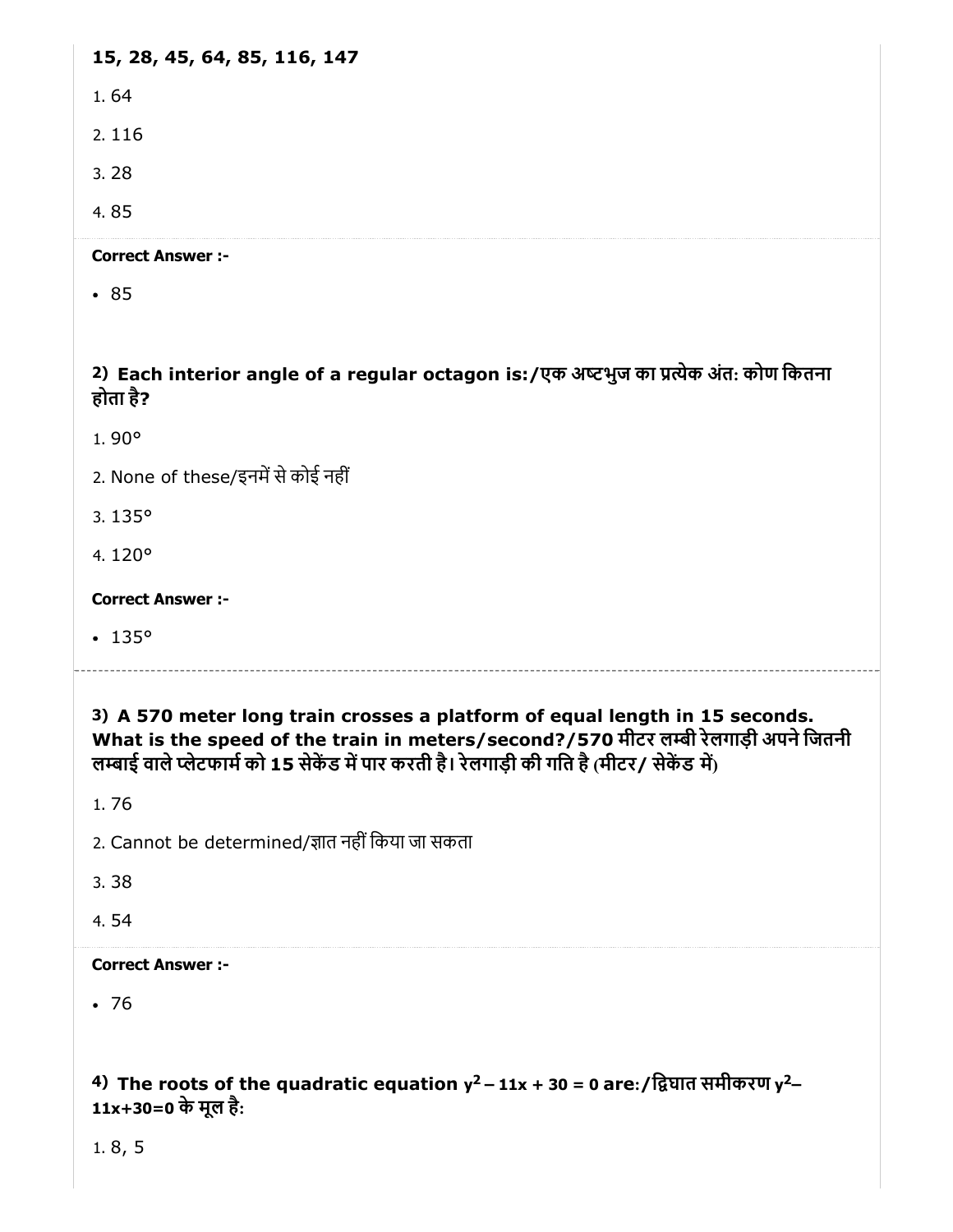**15, 28, 45, 64, 85, 116, 147**

1. 64
2. 116
3. 28
4. 85

**Correct Answer :-**

- 85

**2) Each interior angle of a regular octagon is:/एक अष्टभुज का प्रत्येक अंत: कोण कितना होता है?**

1. 90°
2. None of these/इनमें से कोई नहीं
3. 135°
4. 120°

**Correct Answer :-**

- 135°

**3) A 570 meter long train crosses a platform of equal length in 15 seconds. What is the speed of the train in meters/second?/570 मीटर लम्बी रेलगाड़ी अपने जितनी लम्बाई वाले प्लेटफार्म को 15 सेकेंड में पार करती है। रेलगाड़ी की गति है (मीटर/ सेकेंड में)**

1. 76
2. Cannot be determined/ज्ञात नहीं किया जा सकता
3. 38
4. 54

**Correct Answer :-**

- 76

**4) The roots of the quadratic equation $y^2 - 11x + 30 = 0$ are:/द्विघात समीकरण $y^2 - 11x+30=0$ के मूल है:**

1. 8, 5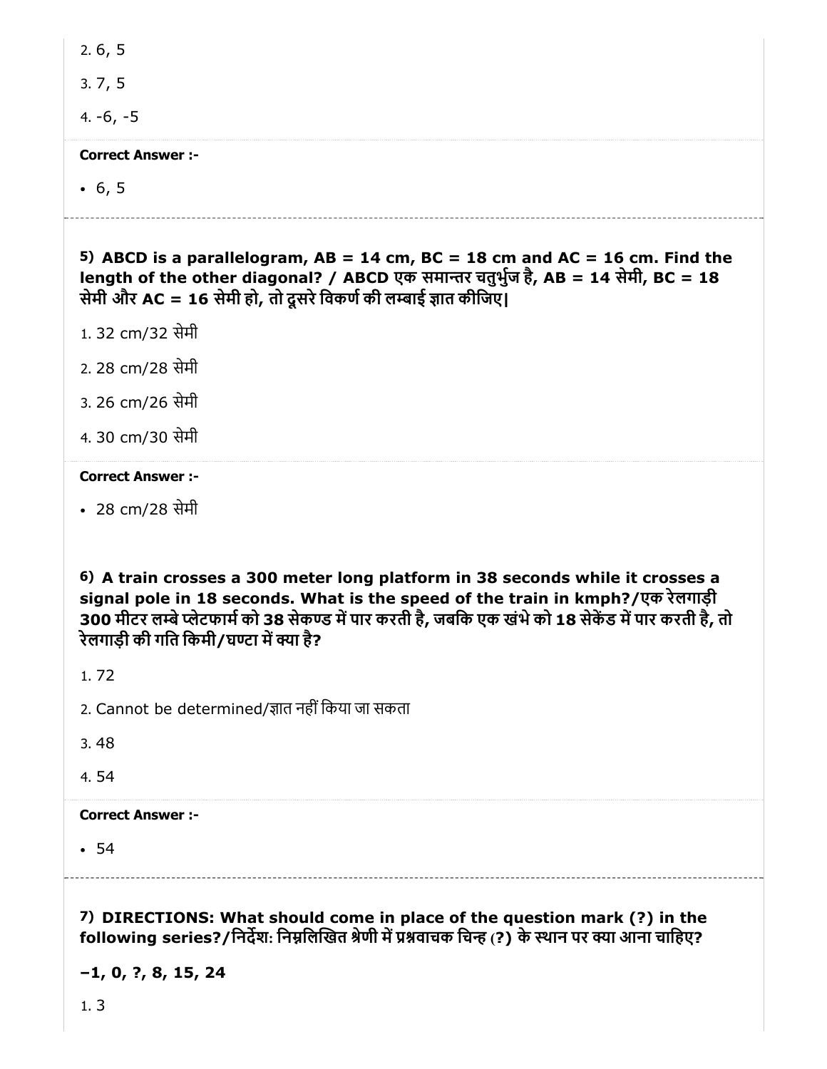2. 6, 5

3. 7, 5

4. -6, -5

**Correct Answer :-**

- 6, 5

---

**5) ABCD is a parallelogram, AB = 14 cm, BC = 18 cm and AC = 16 cm. Find the length of the other diagonal? / ABCD एक समान्तर चतुर्भुज है, AB = 14 सेमी, BC = 18 सेमी और AC = 16 सेमी हो, तो दूसरे विकर्ण की लम्बाई ज्ञात कीजिए|**

1. 32 cm/32 सेमी

2. 28 cm/28 सेमी

3. 26 cm/26 सेमी

4. 30 cm/30 सेमी

**Correct Answer :-**

- 28 cm/28 सेमी

---

**6) A train crosses a 300 meter long platform in 38 seconds while it crosses a signal pole in 18 seconds. What is the speed of the train in kmph?/एक रेलगाड़ी 300 मीटर लम्बे प्लेटफार्म को 38 सेकण्ड में पार करती है, जबकि एक खंभे को 18 सेकेंड में पार करती है, तो रेलगाड़ी की गति किमी/घण्टा में क्या है?**

1. 72

2. Cannot be determined/ज्ञात नहीं किया जा सकता

3. 48

4. 54

**Correct Answer :-**

- 54

---

**7) DIRECTIONS: What should come in place of the question mark (?) in the following series?/निर्देश: निम्नलिखित श्रेणी में प्रश्नवाचक चिन्ह (?) के स्थान पर क्या आना चाहिए?**

**−1, 0, ?, 8, 15, 24**

1. 3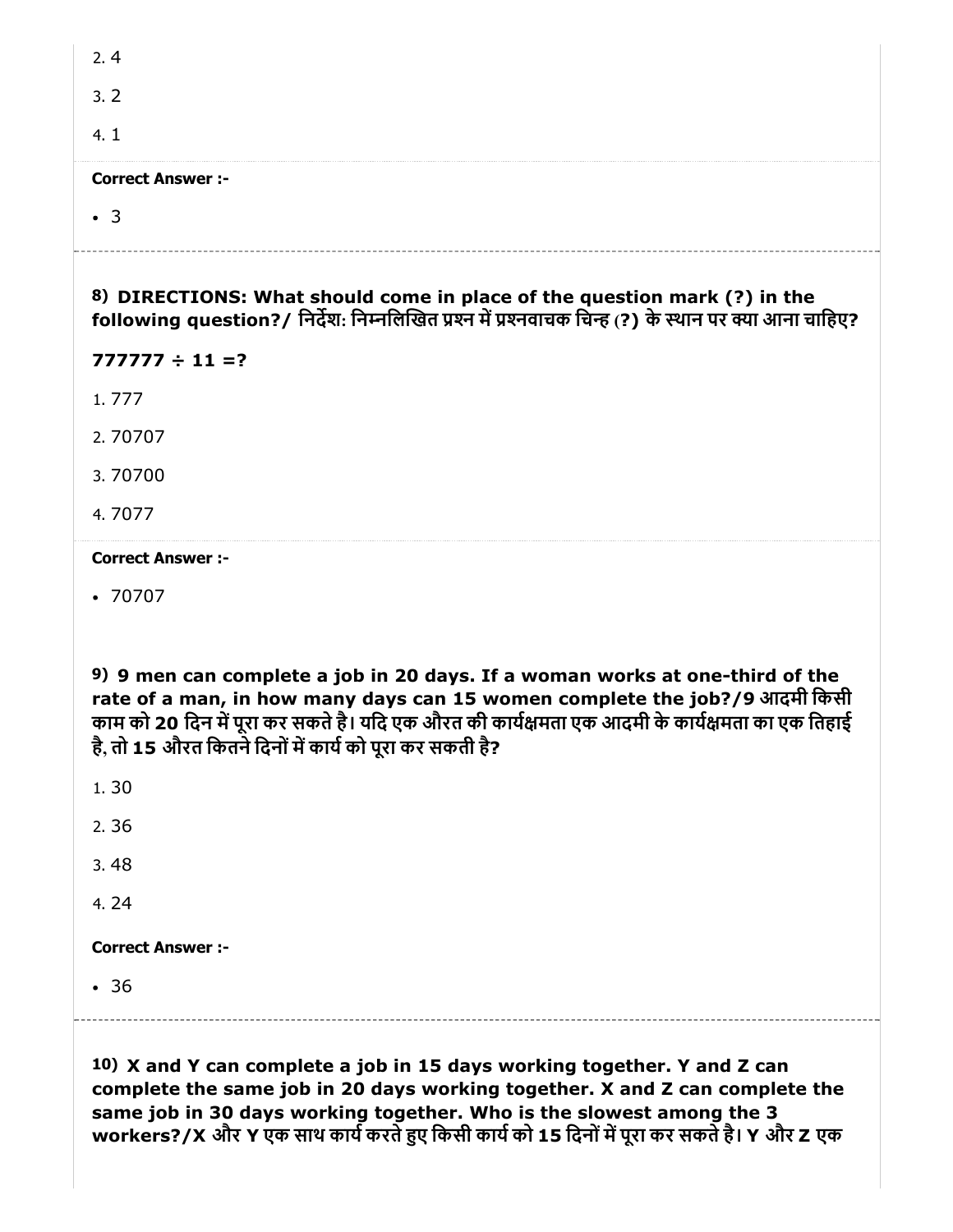2. 4

3. 2

4. 1

**Correct Answer :-**

- 3

---

**8) DIRECTIONS: What should come in place of the question mark (?) in the following question?/ निर्देश: निम्नलिखित प्रश्न में प्रश्नवाचक चिन्ह (?) के स्थान पर क्या आना चाहिए?**

**777777 ÷ 11 =?**

1. 777

2. 70707

3. 70700

4. 7077

**Correct Answer :-**

- 70707

**9) 9 men can complete a job in 20 days. If a woman works at one-third of the rate of a man, in how many days can 15 women complete the job?/9 आदमी किसी काम को 20 दिन में पूरा कर सकते है। यदि एक औरत की कार्यक्षमता एक आदमी के कार्यक्षमता का एक तिहाई है, तो 15 औरत कितने दिनों में कार्य को पूरा कर सकती है?**

1. 30

2. 36

3. 48

4. 24

**Correct Answer :-**

- 36

---

**10) X and Y can complete a job in 15 days working together. Y and Z can complete the same job in 20 days working together. X and Z can complete the same job in 30 days working together. Who is the slowest among the 3 workers?/X और Y एक साथ कार्य करते हुए किसी कार्य को 15 दिनों में पूरा कर सकते है। Y और Z एक**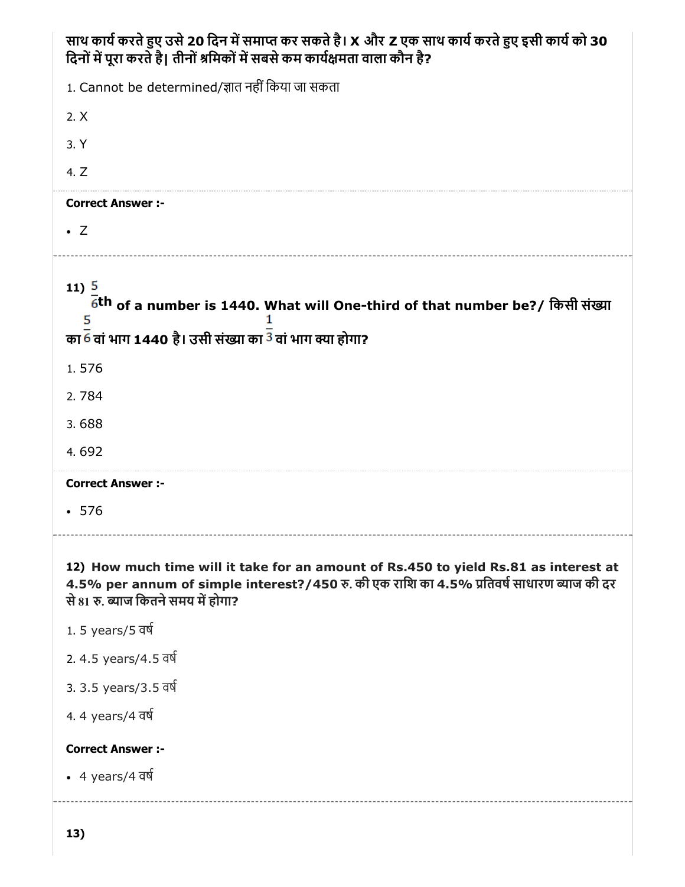**साथ कार्य करते हुए उसे 20 दिन में समाप्त कर सकते है। X और Z एक साथ कार्य करते हुए इसी कार्य को 30 दिनों में पूरा करते है| तीनों श्रमिकों में सबसे कम कार्यक्षमता वाला कौन है?**

1. Cannot be determined/ज्ञात नहीं किया जा सकता
2. X
3. Y
4. Z

**Correct Answer :-**

- Z

---

**11)** $\frac{5}{6}$**th of a number is 1440. What will One-third of that number be?/ किसी संख्या का** $\frac{5}{6}$ **वां भाग 1440 है। उसी संख्या का** $\frac{1}{3}$ **वां भाग क्या होगा?**

1. 576
2. 784
3. 688
4. 692

**Correct Answer :-**

- 576

---

**12) How much time will it take for an amount of Rs.450 to yield Rs.81 as interest at 4.5% per annum of simple interest?/450 रु. की एक राशि का 4.5% प्रतिवर्ष साधारण ब्याज की दर से 81 रु. ब्याज कितने समय में होगा?**

1. 5 years/5 वर्ष
2. 4.5 years/4.5 वर्ष
3. 3.5 years/3.5 वर्ष
4. 4 years/4 वर्ष

**Correct Answer :-**

- 4 years/4 वर्ष

---

**13)**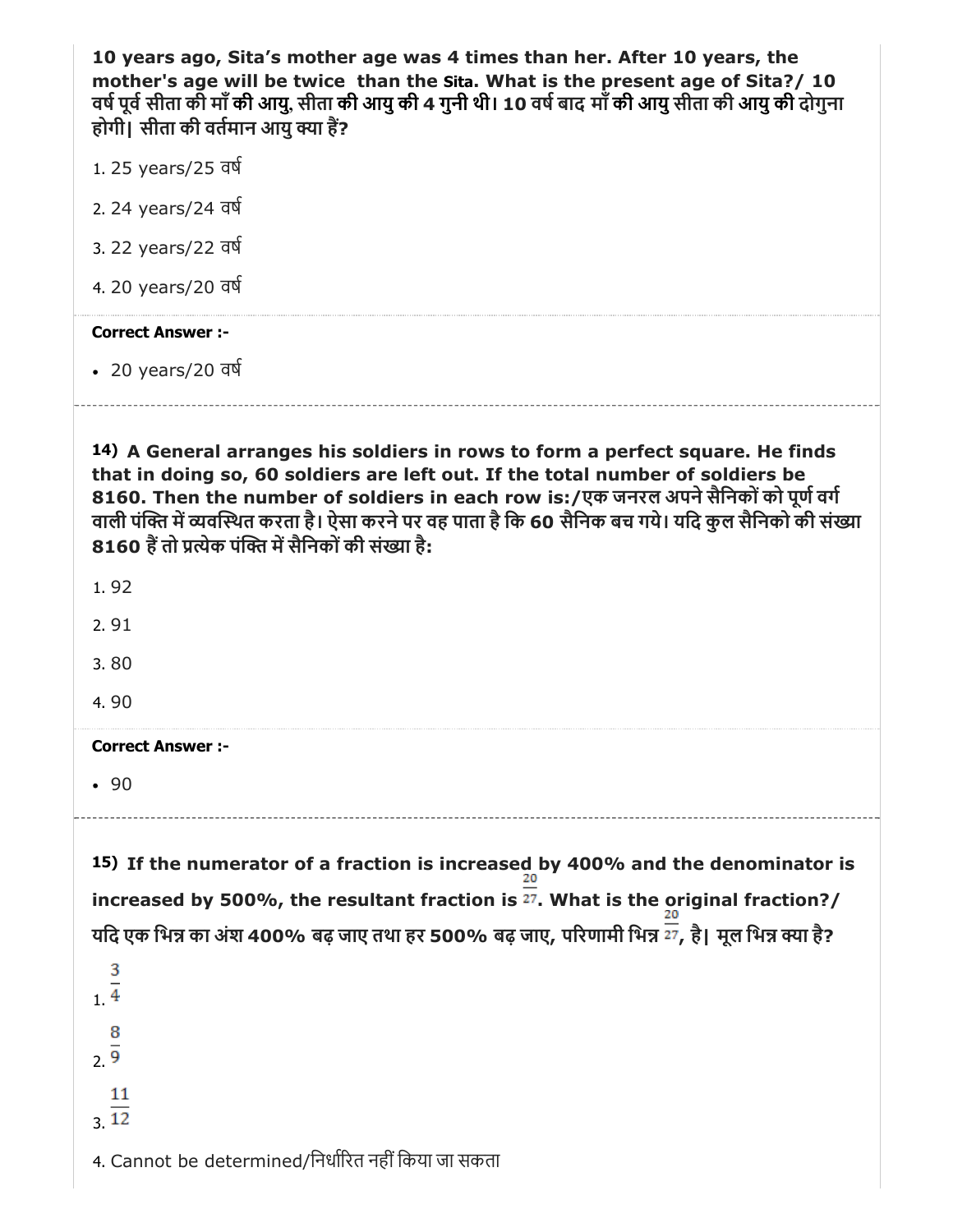**10 years ago, Sita's mother age was 4 times than her. After 10 years, the mother's age will be twice than the Sita. What is the present age of Sita?/ 10 वर्ष पूर्व सीता की माँ की आयु, सीता की आयु की 4 गुनी थी। 10 वर्ष बाद माँ की आयु सीता की आयु की दोगुना होगी| सीता की वर्तमान आयु क्या हैं?**

1. 25 years/25 वर्ष
2. 24 years/24 वर्ष
3. 22 years/22 वर्ष
4. 20 years/20 वर्ष

**Correct Answer :-**

- 20 years/20 वर्ष

---

**14) A General arranges his soldiers in rows to form a perfect square. He finds that in doing so, 60 soldiers are left out. If the total number of soldiers be 8160. Then the number of soldiers in each row is:/एक जनरल अपने सैनिकों को पूर्ण वर्ग वाली पंक्ति में व्यवस्थित करता है। ऐसा करने पर वह पाता है कि 60 सैनिक बच गये। यदि कुल सैनिको की संख्या 8160 हैं तो प्रत्येक पंक्ति में सैनिकों की संख्या है:**

1. 92
2. 91
3. 80
4. 90

**Correct Answer :-**

- 90

---

**15) If the numerator of a fraction is increased by 400% and the denominator is increased by 500%, the resultant fraction is $\frac{20}{27}$. What is the original fraction?/ यदि एक भिन्न का अंश 400% बढ़ जाए तथा हर 500% बढ़ जाए, परिणामी भिन्न $\frac{20}{27}$, है| मूल भिन्न क्या है?**

1. $\frac{3}{4}$
2. $\frac{8}{9}$
3. $\frac{11}{12}$
4. Cannot be determined/निर्धारित नहीं किया जा सकता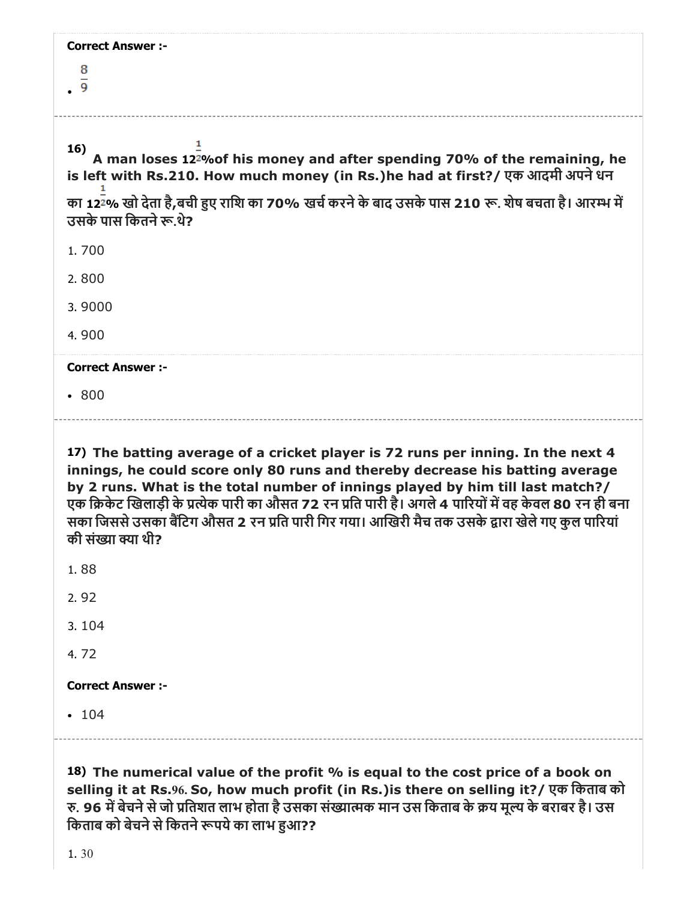**Correct Answer :-**

- $\frac{8}{9}$

---

**16)** **A man loses $12\frac{1}{2}$%of his money and after spending 70% of the remaining, he is left with Rs.210. How much money (in Rs.)he had at first?/ एक आदमी अपने धन का $12\frac{1}{2}$% खो देता है,बची हुए राशि का 70% खर्च करने के बाद उसके पास 210 रू. शेष बचता है। आरम्भ में उसके पास कितने रू.थे?**

1. 700
2. 800
3. 9000
4. 900

**Correct Answer :-**

- 800

---

**17)** **The batting average of a cricket player is 72 runs per inning. In the next 4 innings, he could score only 80 runs and thereby decrease his batting average by 2 runs. What is the total number of innings played by him till last match?/ एक क्रिकेट खिलाड़ी के प्रत्येक पारी का औसत 72 रन प्रति पारी है। अगले 4 पारियों में वह केवल 80 रन ही बना सका जिससे उसका बैंटिग औसत 2 रन प्रति पारी गिर गया। आखिरी मैच तक उसके द्वारा खेले गए कुल पारियां की संख्या क्या थी?**

1. 88
2. 92
3. 104
4. 72

**Correct Answer :-**

- 104

---

**18)** **The numerical value of the profit % is equal to the cost price of a book on selling it at Rs.96. So, how much profit (in Rs.)is there on selling it?/ एक किताब को रु. 96 में बेचने से जो प्रतिशत लाभ होता है उसका संख्यात्मक मान उस किताब के क्रय मूल्य के बराबर है। उस किताब को बेचने से कितने रूपये का लाभ हुआ??**

1. 30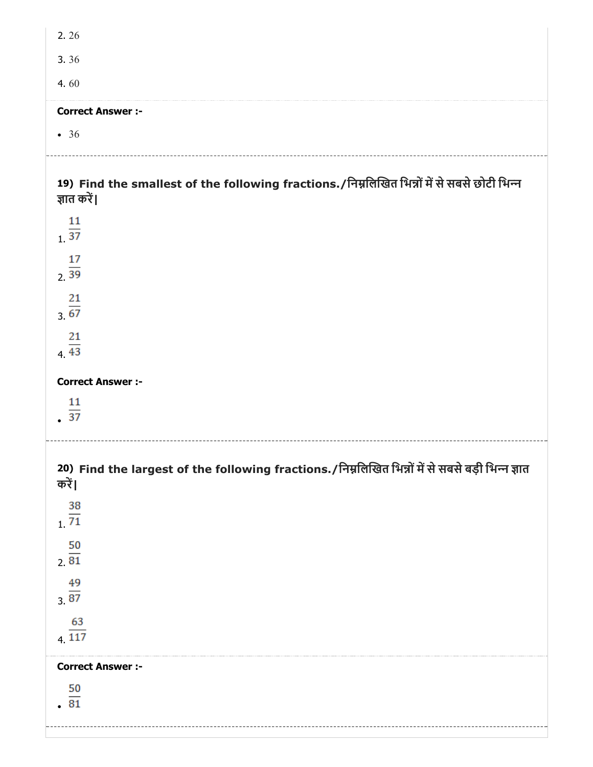2. 26

3. 36

4. 60

**Correct Answer :-**

- 36

---

**19) Find the smallest of the following fractions./निम्नलिखित भिन्नों में से सबसे छोटी भिन्न ज्ञात करें|**

1. $\frac{11}{37}$

2. $\frac{17}{39}$

3. $\frac{21}{67}$

4. $\frac{21}{43}$

**Correct Answer :-**

- $\frac{11}{37}$

---

**20) Find the largest of the following fractions./निम्नलिखित भिन्नों में से सबसे बड़ी भिन्न ज्ञात करें|**

1. $\frac{38}{71}$

2. $\frac{50}{81}$

3. $\frac{49}{87}$

4. $\frac{63}{117}$

**Correct Answer :-**

- $\frac{50}{81}$

---